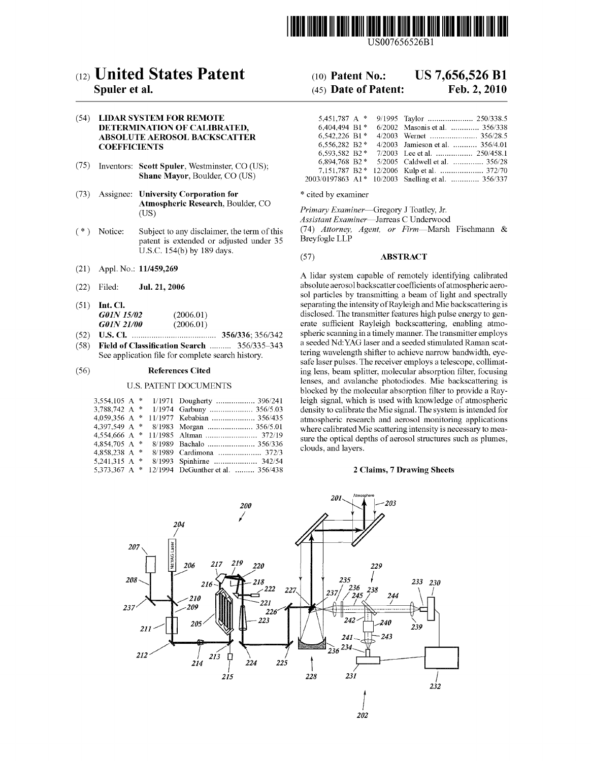US007656526B1

# (12) United States Patent
**Spuler et al.**

(10) **Patent No.: US 7,656,526 B1**

(45) **Date of Patent: Feb. 2, 2010**

(54) **LIDAR SYSTEM FOR REMOTE DETERMINATION OF CALIBRATED, ABSOLUTE AEROSOL BACKSCATTER COEFFICIENTS**

(75) Inventors: **Scott Spuler**, Westminster, CO (US); **Shane Mayor**, Boulder, CO (US)

(73) Assignee: **University Corporation for Atmospheric Research**, Boulder, CO (US)

( * ) Notice: Subject to any disclaimer, the term of this patent is extended or adjusted under 35 U.S.C. 154(b) by 189 days.

(21) Appl. No.: **11/459,269**

(22) Filed: **Jul. 21, 2006**

(51) **Int. Cl.**
*G01N 15/02* (2006.01)
*G01N 21/00* (2006.01)

(52) **U.S. Cl.** .......................... **356/336**; 356/342

(58) **Field of Classification Search** .......... 356/335–343
See application file for complete search history.

(56) **References Cited**

U.S. PATENT DOCUMENTS

| | | | | |
|---|---|---|---|---|
| 3,554,105 A * | 1/1971 | Dougherty | ................ | 396/241 |
| 3,788,742 A * | 1/1974 | Garbuny | ................ | 356/5.03 |
| 4,059,356 A * | 11/1977 | Kebabian | ................ | 356/435 |
| 4,397,549 A * | 8/1983 | Morgan | ................ | 356/5.01 |
| 4,554,666 A * | 11/1985 | Altman | ................ | 372/19 |
| 4,854,705 A * | 8/1989 | Bachalo | ................ | 356/336 |
| 4,858,238 A * | 8/1989 | Cardimona | ................ | 372/3 |
| 5,241,315 A * | 8/1993 | Spinhirne | ................ | 342/54 |
| 5,373,367 A * | 12/1994 | DeGunther et al. | ......... | 356/438 |
| 5,451,787 A * | 9/1995 | Taylor | ................ | 250/338.5 |
| 6,404,494 B1 * | 6/2002 | Masonis et al. | ............. | 356/338 |
| 6,542,226 B1 * | 4/2003 | Wernet | ................ | 356/28.5 |
| 6,556,282 B2 * | 4/2003 | Jamieson et al. | ........... | 356/4.01 |
| 6,593,582 B2 * | 7/2003 | Lee et al. | ................ | 250/458.1 |
| 6,894,768 B2 * | 5/2005 | Caldwell et al. | .............. | 356/28 |
| 7,151,787 B2 * | 12/2006 | Kulp et al. | ................ | 372/70 |
| 2003/0197863 A1 * | 10/2003 | Snelling et al. | ............. | 356/337 |

\* cited by examiner

*Primary Examiner*—Gregory J Toatley, Jr.
*Assistant Examiner*—Jarreas C Underwood
(74) *Attorney, Agent, or Firm*—Marsh Fischmann & Breyfogle LLP

(57) **ABSTRACT**

A lidar system capable of remotely identifying calibrated absolute aerosol backscatter coefficients of atmospheric aerosol particles by transmitting a beam of light and spectrally separating the intensity of Rayleigh and Mie backscattering is disclosed. The transmitter features high pulse energy to generate sufficient Rayleigh backscattering, enabling atmospheric scanning in a timely manner. The transmitter employs a seeded Nd:YAG laser and a seeded stimulated Raman scattering wavelength shifter to achieve narrow bandwidth, eye-safe laser pulses. The receiver employs a telescope, collimating lens, beam splitter, molecular absorption filter, focusing lenses, and avalanche photodiodes. Mie backscattering is blocked by the molecular absorption filter to provide a Rayleigh signal, which is used with knowledge of atmospheric density to calibrate the Mie signal. The system is intended for atmospheric research and aerosol monitoring applications where calibrated Mie scattering intensity is necessary to measure the optical depths of aerosol structures such as plumes, clouds, and layers.

**2 Claims, 7 Drawing Sheets**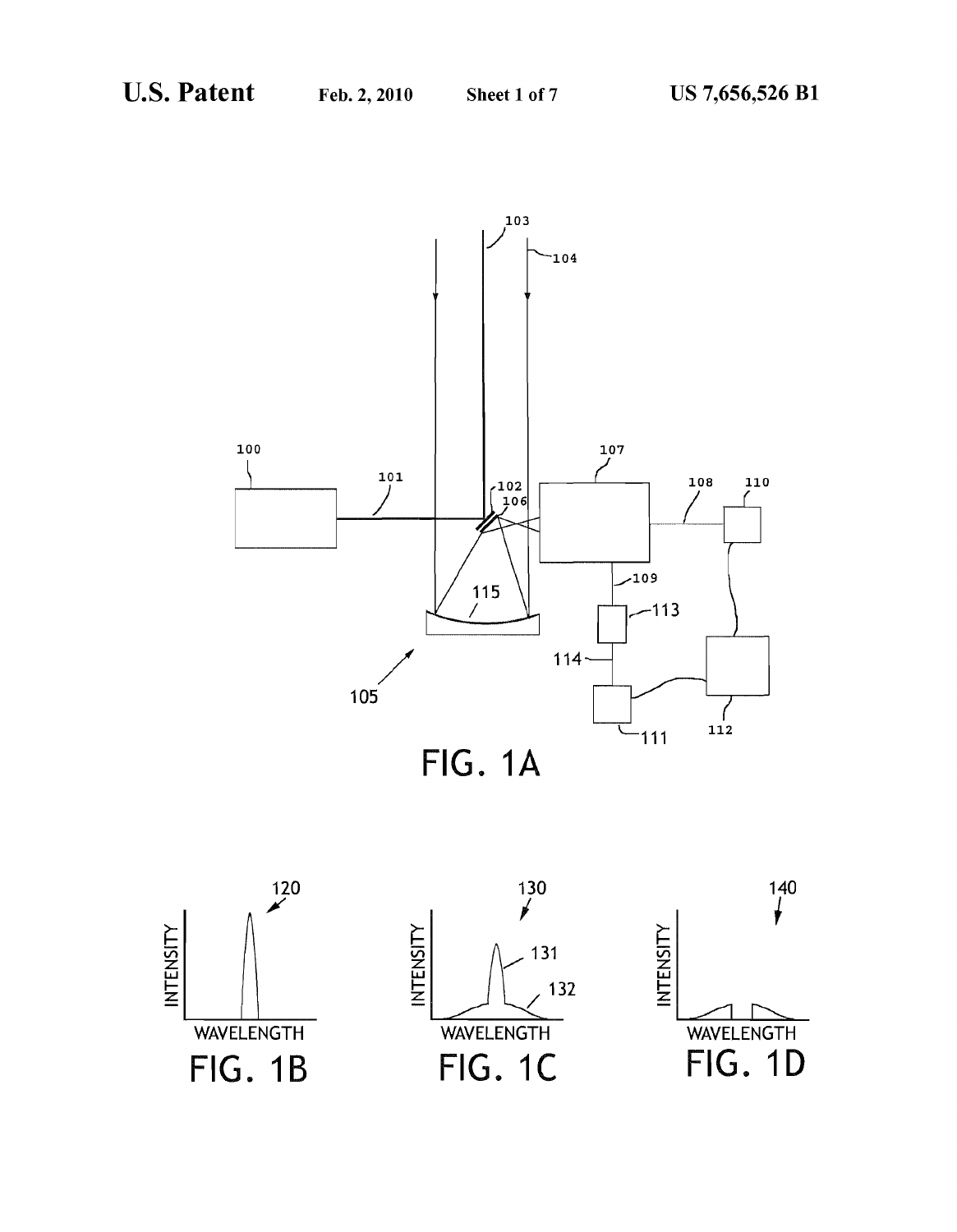FIG. 1A

FIG. 1B

FIG. 1C

FIG. 1D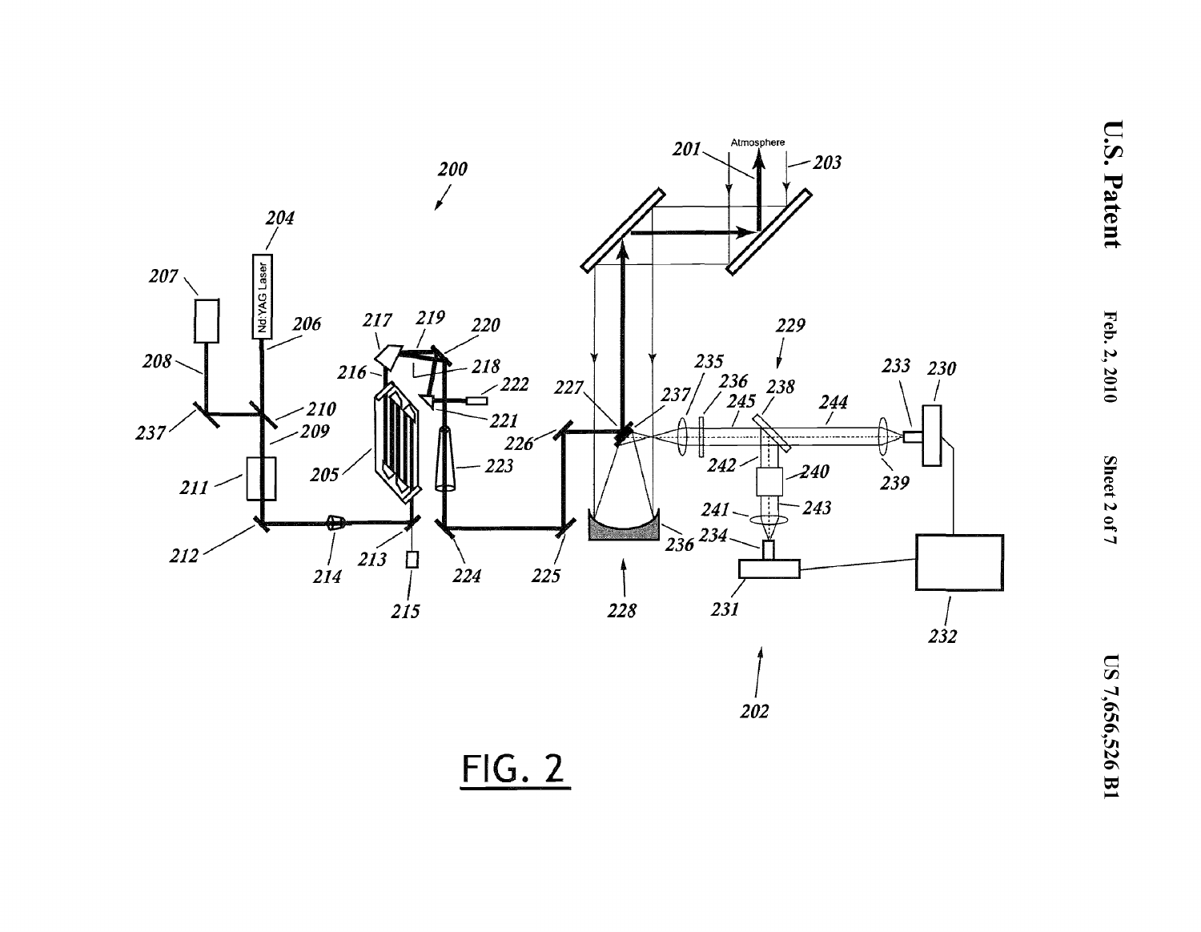FIG. 2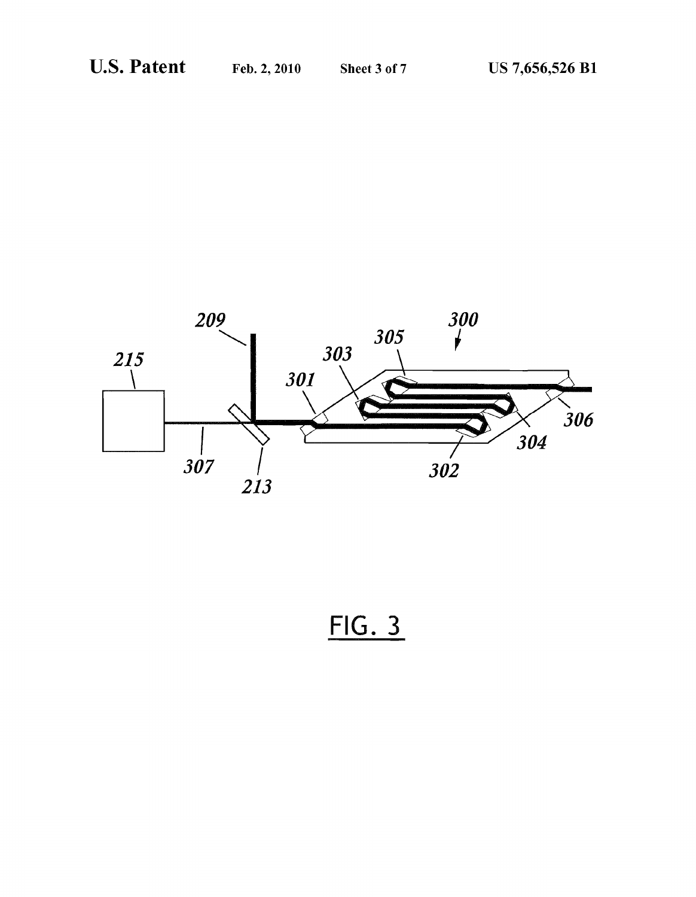FIG. 3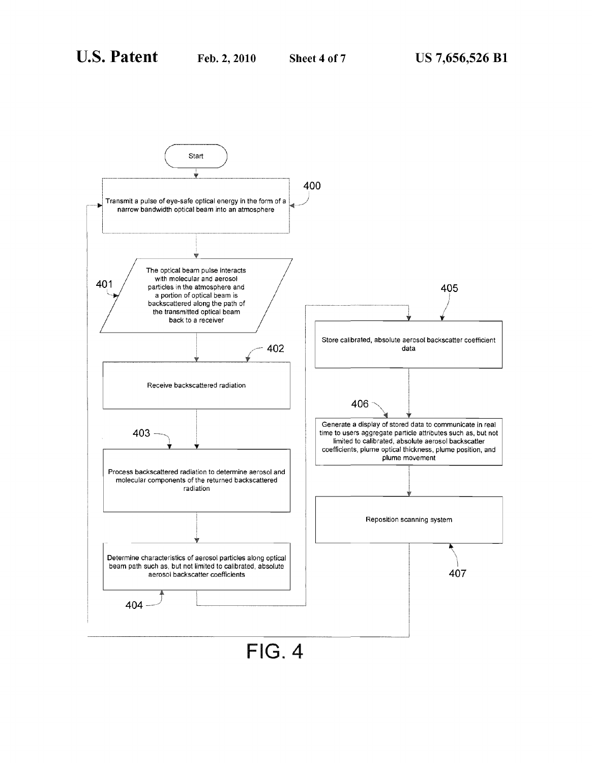Start

**400** Transmit a pulse of eye-safe optical energy in the form of a narrow bandwidth optical beam into an atmosphere

**401** The optical beam pulse interacts with molecular and aerosol particles in the atmosphere and a portion of optical beam is backscattered along the path of the transmitted optical beam back to a receiver

**402** Receive backscattered radiation

**403** Process backscattered radiation to determine aerosol and molecular components of the returned backscattered radiation

**404** Determine characteristics of aerosol particles along optical beam path such as, but not limited to calibrated, absolute aerosol backscatter coefficients

**405** Store calibrated, absolute aerosol backscatter coefficient data

**406** Generate a display of stored data to communicate in real time to users aggregate particle attributes such as, but not limited to calibrated, absolute aerosol backscatter coefficients, plume optical thickness, plume position, and plume movement

**407** Reposition scanning system

FIG. 4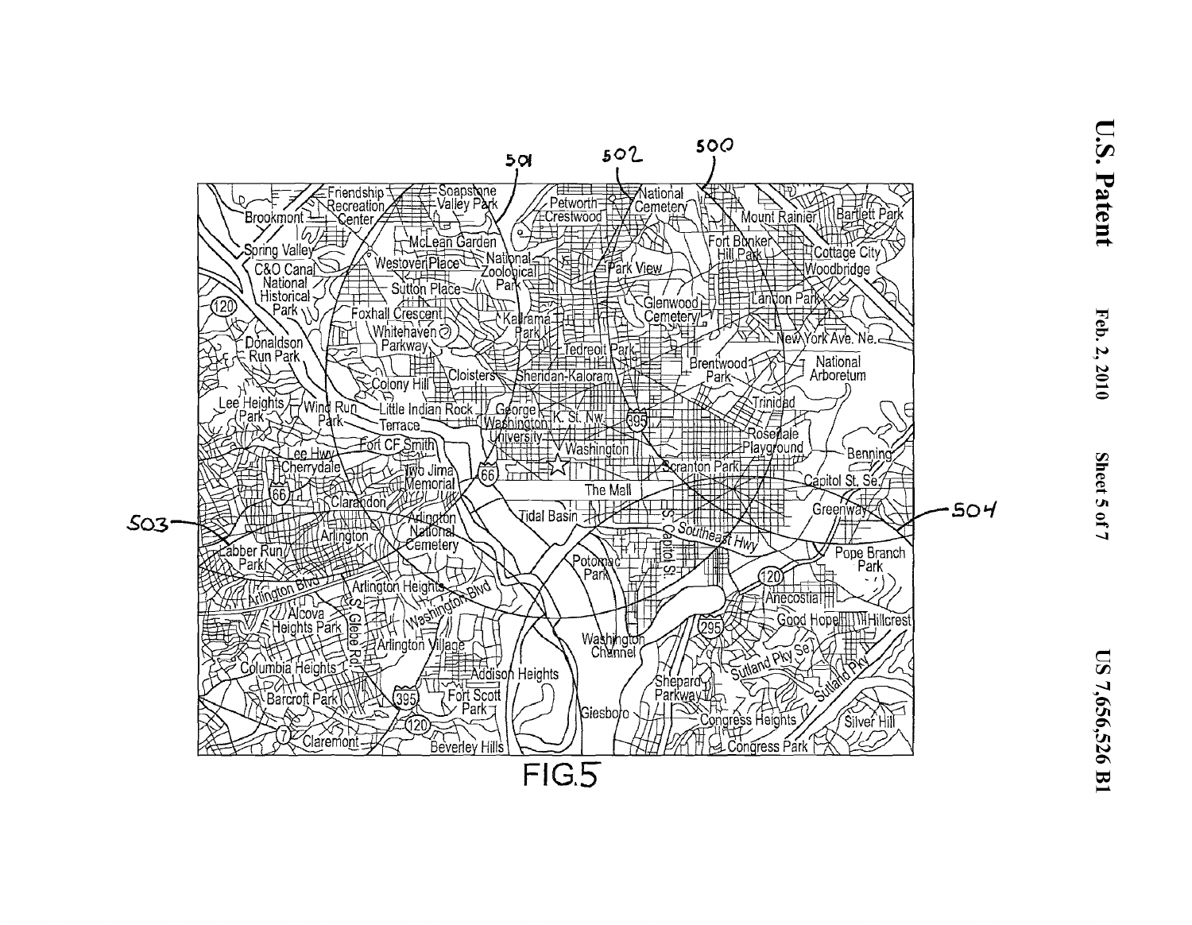FIG.5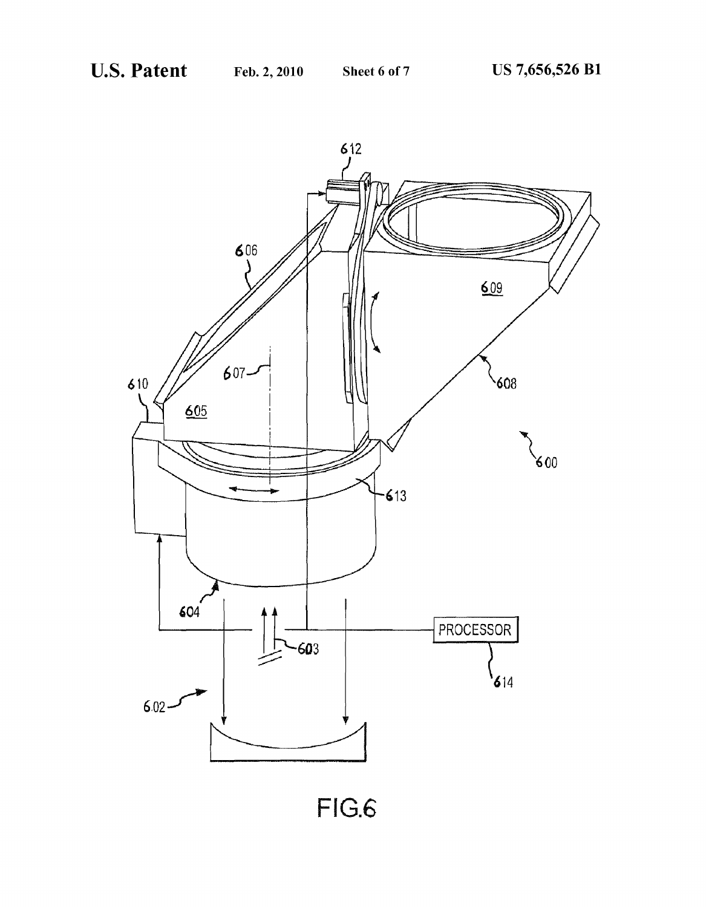FIG.6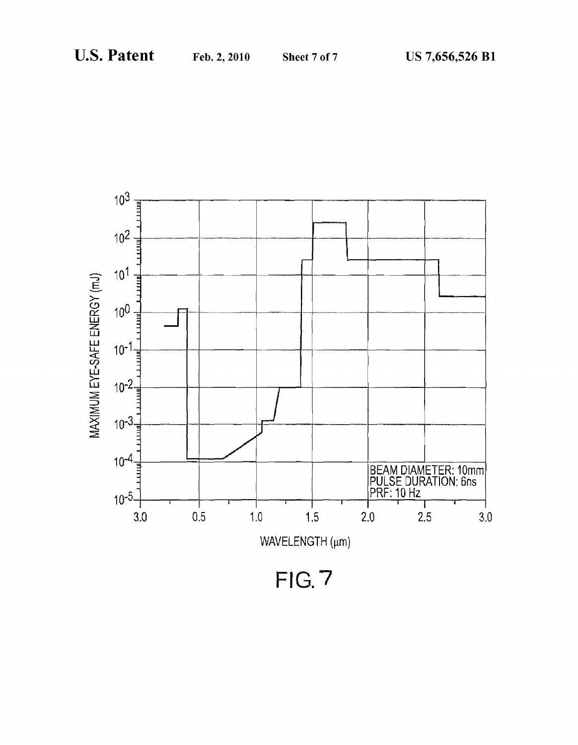FIG. 7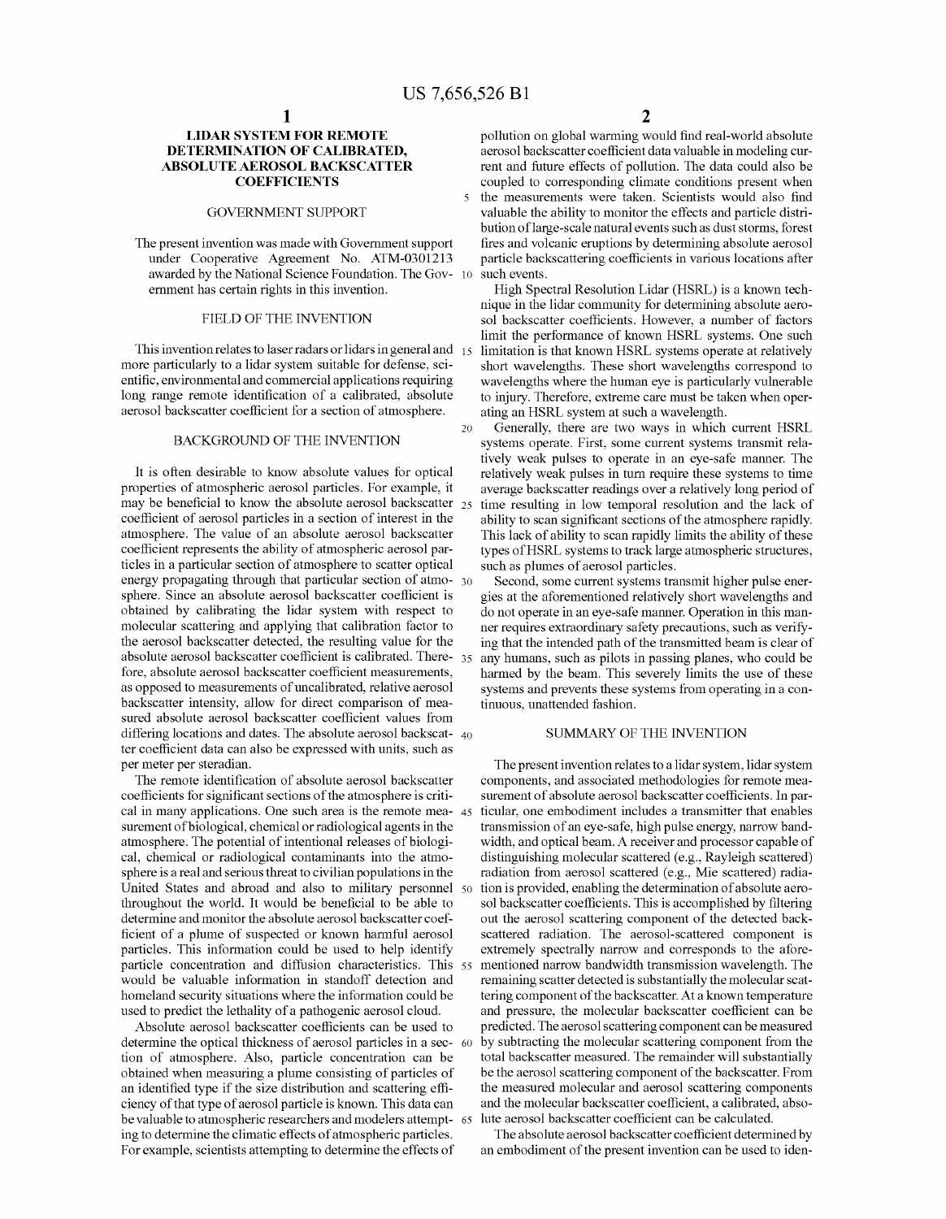# LIDAR SYSTEM FOR REMOTE DETERMINATION OF CALIBRATED, ABSOLUTE AEROSOL BACKSCATTER COEFFICIENTS

## GOVERNMENT SUPPORT

The present invention was made with Government support under Cooperative Agreement No. ATM-0301213 awarded by the National Science Foundation. The Government has certain rights in this invention.

## FIELD OF THE INVENTION

This invention relates to laser radars or lidars in general and more particularly to a lidar system suitable for defense, scientific, environmental and commercial applications requiring long range remote identification of a calibrated, absolute aerosol backscatter coefficient for a section of atmosphere.

## BACKGROUND OF THE INVENTION

It is often desirable to know absolute values for optical properties of atmospheric aerosol particles. For example, it may be beneficial to know the absolute aerosol backscatter coefficient of aerosol particles in a section of interest in the atmosphere. The value of an absolute aerosol backscatter coefficient represents the ability of atmospheric aerosol particles in a particular section of atmosphere to scatter optical energy propagating through that particular section of atmosphere. Since an absolute aerosol backscatter coefficient is obtained by calibrating the lidar system with respect to molecular scattering and applying that calibration factor to the aerosol backscatter detected, the resulting value for the absolute aerosol backscatter coefficient is calibrated. Therefore, absolute aerosol backscatter coefficient measurements, as opposed to measurements of uncalibrated, relative aerosol backscatter intensity, allow for direct comparison of measured absolute aerosol backscatter coefficient values from differing locations and dates. The absolute aerosol backscatter coefficient data can also be expressed with units, such as per meter per steradian.

The remote identification of absolute aerosol backscatter coefficients for significant sections of the atmosphere is critical in many applications. One such area is the remote measurement of biological, chemical or radiological agents in the atmosphere. The potential of intentional releases of biological, chemical or radiological contaminants into the atmosphere is a real and serious threat to civilian populations in the United States and abroad and also to military personnel throughout the world. It would be beneficial to be able to determine and monitor the absolute aerosol backscatter coefficient of a plume of suspected or known harmful aerosol particles. This information could be used to help identify particle concentration and diffusion characteristics. This would be valuable information in standoff detection and homeland security situations where the information could be used to predict the lethality of a pathogenic aerosol cloud.

Absolute aerosol backscatter coefficients can be used to determine the optical thickness of aerosol particles in a section of atmosphere. Also, particle concentration can be obtained when measuring a plume consisting of particles of an identified type if the size distribution and scattering efficiency of that type of aerosol particle is known. This data can be valuable to atmospheric researchers and modelers attempting to determine the climatic effects of atmospheric particles. For example, scientists attempting to determine the effects of pollution on global warming would find real-world absolute aerosol backscatter coefficient data valuable in modeling current and future effects of pollution. The data could also be coupled to corresponding climate conditions present when the measurements were taken. Scientists would also find valuable the ability to monitor the effects and particle distribution of large-scale natural events such as dust storms, forest fires and volcanic eruptions by determining absolute aerosol particle backscattering coefficients in various locations after such events.

High Spectral Resolution Lidar (HSRL) is a known technique in the lidar community for determining absolute aerosol backscatter coefficients. However, a number of factors limit the performance of known HSRL systems. One such limitation is that known HSRL systems operate at relatively short wavelengths. These short wavelengths correspond to wavelengths where the human eye is particularly vulnerable to injury. Therefore, extreme care must be taken when operating an HSRL system at such a wavelength.

Generally, there are two ways in which current HSRL systems operate. First, some current systems transmit relatively weak pulses to operate in an eye-safe manner. The relatively weak pulses in turn require these systems to time average backscatter readings over a relatively long period of time resulting in low temporal resolution and the lack of ability to scan significant sections of the atmosphere rapidly. This lack of ability to scan rapidly limits the ability of these types of HSRL systems to track large atmospheric structures, such as plumes of aerosol particles.

Second, some current systems transmit higher pulse energies at the aforementioned relatively short wavelengths and do not operate in an eye-safe manner. Operation in this manner requires extraordinary safety precautions, such as verifying that the intended path of the transmitted beam is clear of any humans, such as pilots in passing planes, who could be harmed by the beam. This severely limits the use of these systems and prevents these systems from operating in a continuous, unattended fashion.

## SUMMARY OF THE INVENTION

The present invention relates to a lidar system, lidar system components, and associated methodologies for remote measurement of absolute aerosol backscatter coefficients. In particular, one embodiment includes a transmitter that enables transmission of an eye-safe, high pulse energy, narrow bandwidth, and optical beam. A receiver and processor capable of distinguishing molecular scattered (e.g., Rayleigh scattered) radiation from aerosol scattered (e.g., Mie scattered) radiation is provided, enabling the determination of absolute aerosol backscatter coefficients. This is accomplished by filtering out the aerosol scattering component of the detected backscattered radiation. The aerosol-scattered component is extremely spectrally narrow and corresponds to the aforementioned narrow bandwidth transmission wavelength. The remaining scatter detected is substantially the molecular scattering component of the backscatter. At a known temperature and pressure, the molecular backscatter coefficient can be predicted. The aerosol scattering component can be measured by subtracting the molecular scattering component from the total backscatter measured. The remainder will substantially be the aerosol scattering component of the backscatter. From the measured molecular and aerosol scattering components and the molecular backscatter coefficient, a calibrated, absolute aerosol backscatter coefficient can be calculated.

The absolute aerosol backscatter coefficient determined by an embodiment of the present invention can be used to iden-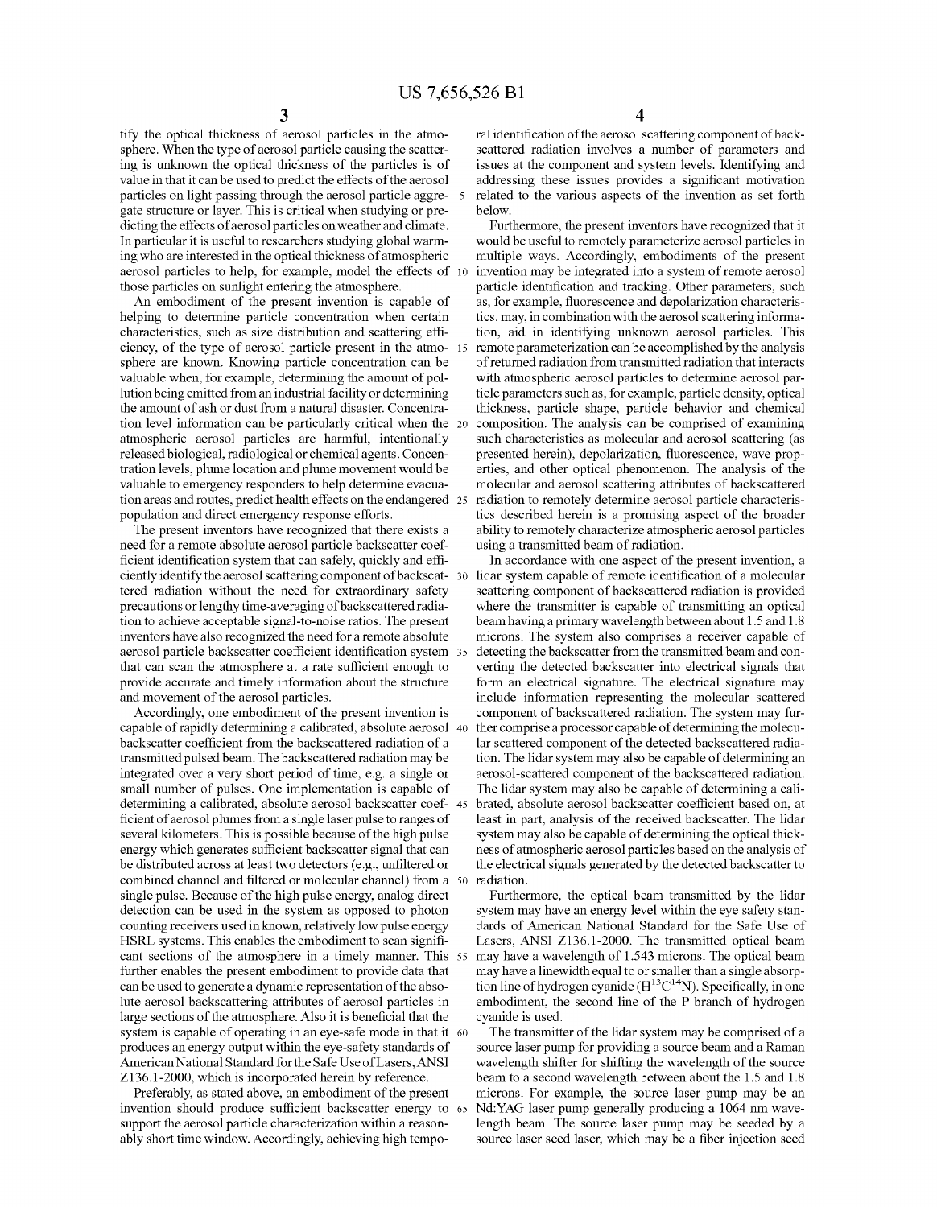tify the optical thickness of aerosol particles in the atmosphere. When the type of aerosol particle causing the scattering is unknown the optical thickness of the particles is of value in that it can be used to predict the effects of the aerosol particles on light passing through the aerosol particle aggregate structure or layer. This is critical when studying or predicting the effects of aerosol particles on weather and climate. In particular it is useful to researchers studying global warming who are interested in the optical thickness of atmospheric aerosol particles to help, for example, model the effects of those particles on sunlight entering the atmosphere.

An embodiment of the present invention is capable of helping to determine particle concentration when certain characteristics, such as size distribution and scattering efficiency, of the type of aerosol particle present in the atmosphere are known. Knowing particle concentration can be valuable when, for example, determining the amount of pollution being emitted from an industrial facility or determining the amount of ash or dust from a natural disaster. Concentration level information can be particularly critical when the atmospheric aerosol particles are harmful, intentionally released biological, radiological or chemical agents. Concentration levels, plume location and plume movement would be valuable to emergency responders to help determine evacuation areas and routes, predict health effects on the endangered population and direct emergency response efforts.

The present inventors have recognized that there exists a need for a remote absolute aerosol particle backscatter coefficient identification system that can safely, quickly and efficiently identify the aerosol scattering component of backscattered radiation without the need for extraordinary safety precautions or lengthy time-averaging of backscattered radiation to achieve acceptable signal-to-noise ratios. The present inventors have also recognized the need for a remote absolute aerosol particle backscatter coefficient identification system that can scan the atmosphere at a rate sufficient enough to provide accurate and timely information about the structure and movement of the aerosol particles.

Accordingly, one embodiment of the present invention is capable of rapidly determining a calibrated, absolute aerosol backscatter coefficient from the backscattered radiation of a transmitted pulsed beam. The backscattered radiation may be integrated over a very short period of time, e.g. a single or small number of pulses. One implementation is capable of determining a calibrated, absolute aerosol backscatter coefficient of aerosol plumes from a single laser pulse to ranges of several kilometers. This is possible because of the high pulse energy which generates sufficient backscatter signal that can be distributed across at least two detectors (e.g., unfiltered or combined channel and filtered or molecular channel) from a single pulse. Because of the high pulse energy, analog direct detection can be used in the system as opposed to photon counting receivers used in known, relatively low pulse energy HSRL systems. This enables the embodiment to scan significant sections of the atmosphere in a timely manner. This further enables the present embodiment to provide data that can be used to generate a dynamic representation of the absolute aerosol backscattering attributes of aerosol particles in large sections of the atmosphere. Also it is beneficial that the system is capable of operating in an eye-safe mode in that it produces an energy output within the eye-safety standards of American National Standard for the Safe Use of Lasers, ANSI Z136.1-2000, which is incorporated herein by reference.

Preferably, as stated above, an embodiment of the present invention should produce sufficient backscatter energy to support the aerosol particle characterization within a reasonably short time window. Accordingly, achieving high temporal identification of the aerosol scattering component of backscattered radiation involves a number of parameters and issues at the component and system levels. Identifying and addressing these issues provides a significant motivation related to the various aspects of the invention as set forth below.

Furthermore, the present inventors have recognized that it would be useful to remotely parameterize aerosol particles in multiple ways. Accordingly, embodiments of the present invention may be integrated into a system of remote aerosol particle identification and tracking. Other parameters, such as, for example, fluorescence and depolarization characteristics, may, in combination with the aerosol scattering information, aid in identifying unknown aerosol particles. This remote parameterization can be accomplished by the analysis of returned radiation from transmitted radiation that interacts with atmospheric aerosol particles to determine aerosol particle parameters such as, for example, particle density, optical thickness, particle shape, particle behavior and chemical composition. The analysis can be comprised of examining such characteristics as molecular and aerosol scattering (as presented herein), depolarization, fluorescence, wave properties, and other optical phenomenon. The analysis of the molecular and aerosol scattering attributes of backscattered radiation to remotely determine aerosol particle characteristics described herein is a promising aspect of the broader ability to remotely characterize atmospheric aerosol particles using a transmitted beam of radiation.

In accordance with one aspect of the present invention, a lidar system capable of remote identification of a molecular scattering component of backscattered radiation is provided where the transmitter is capable of transmitting an optical beam having a primary wavelength between about 1.5 and 1.8 microns. The system also comprises a receiver capable of detecting the backscatter from the transmitted beam and converting the detected backscatter into electrical signals that form an electrical signature. The electrical signature may include information representing the molecular scattered component of backscattered radiation. The system may further comprise a processor capable of determining the molecular scattered component of the detected backscattered radiation. The lidar system may also be capable of determining an aerosol-scattered component of the backscattered radiation. The lidar system may also be capable of determining a calibrated, absolute aerosol backscatter coefficient based on, at least in part, analysis of the received backscatter. The lidar system may also be capable of determining the optical thickness of atmospheric aerosol particles based on the analysis of the electrical signals generated by the detected backscatter to radiation.

Furthermore, the optical beam transmitted by the lidar system may have an energy level within the eye safety standards of American National Standard for the Safe Use of Lasers, ANSI Z136.1-2000. The transmitted optical beam may have a wavelength of 1.543 microns. The optical beam may have a linewidth equal to or smaller than a single absorption line of hydrogen cyanide ($H^{13}C^{14}N$). Specifically, in one embodiment, the second line of the P branch of hydrogen cyanide is used.

The transmitter of the lidar system may be comprised of a source laser pump for providing a source beam and a Raman wavelength shifter for shifting the wavelength of the source beam to a second wavelength between about the 1.5 and 1.8 microns. For example, the source laser pump may be an Nd:YAG laser pump generally producing a 1064 nm wavelength beam. The source laser pump may be seeded by a source laser seed laser, which may be a fiber injection seed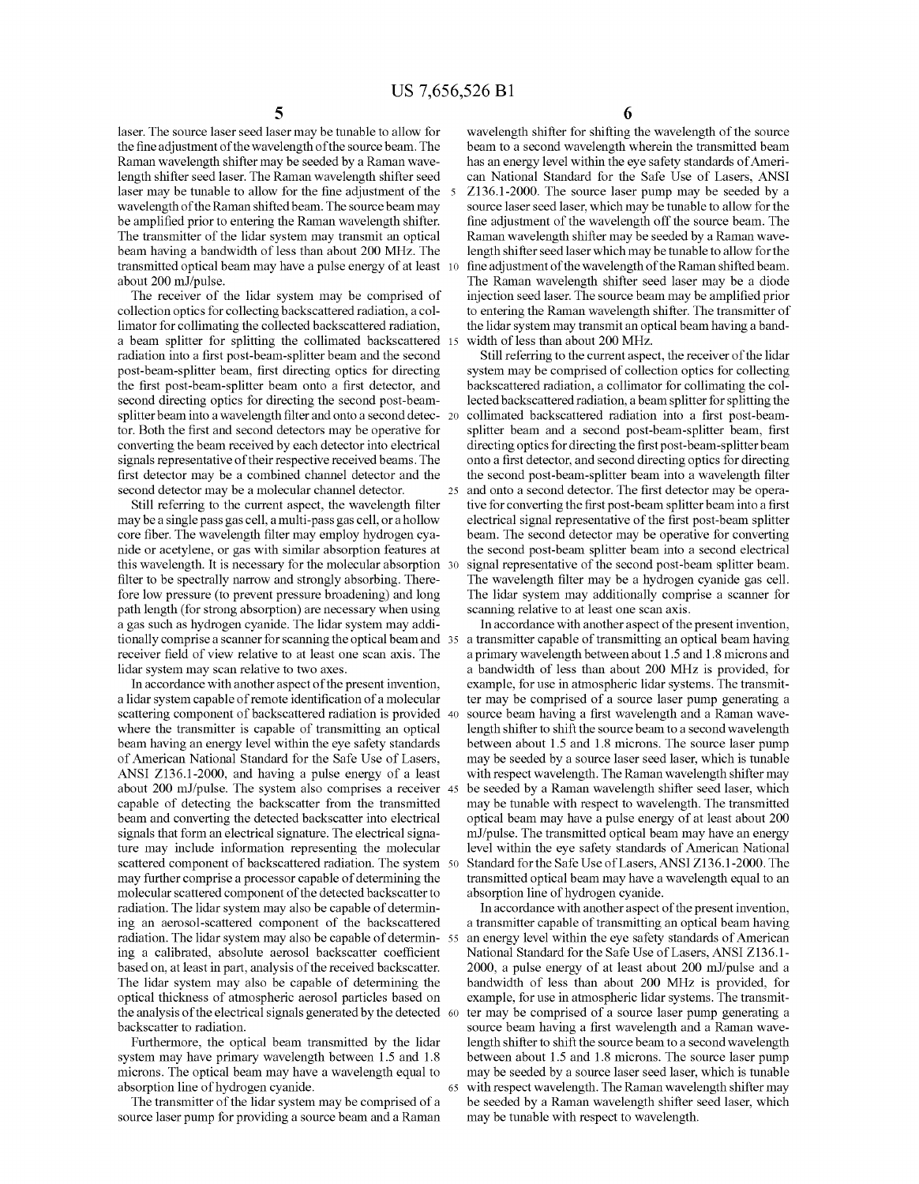laser. The source laser seed laser may be tunable to allow for the fine adjustment of the wavelength of the source beam. The Raman wavelength shifter may be seeded by a Raman wavelength shifter seed laser. The Raman wavelength shifter seed laser may be tunable to allow for the fine adjustment of the wavelength of the Raman shifted beam. The source beam may be amplified prior to entering the Raman wavelength shifter. The transmitter of the lidar system may transmit an optical beam having a bandwidth of less than about 200 MHz. The transmitted optical beam may have a pulse energy of at least about 200 mJ/pulse.

The receiver of the lidar system may be comprised of collection optics for collecting backscattered radiation, a collimator for collimating the collected backscattered radiation, a beam splitter for splitting the collimated backscattered radiation into a first post-beam-splitter beam and the second post-beam-splitter beam, first directing optics for directing the first post-beam-splitter beam onto a first detector, and second directing optics for directing the second post-beam-splitter beam into a wavelength filter and onto a second detector. Both the first and second detectors may be operative for converting the beam received by each detector into electrical signals representative of their respective received beams. The first detector may be a combined channel detector and the second detector may be a molecular channel detector.

Still referring to the current aspect, the wavelength filter may be a single pass gas cell, a multi-pass gas cell, or a hollow core fiber. The wavelength filter may employ hydrogen cyanide or acetylene, or gas with similar absorption features at this wavelength. It is necessary for the molecular absorption filter to be spectrally narrow and strongly absorbing. Therefore low pressure (to prevent pressure broadening) and long path length (for strong absorption) are necessary when using a gas such as hydrogen cyanide. The lidar system may additionally comprise a scanner for scanning the optical beam and receiver field of view relative to at least one scan axis. The lidar system may scan relative to two axes.

In accordance with another aspect of the present invention, a lidar system capable of remote identification of a molecular scattering component of backscattered radiation is provided where the transmitter is capable of transmitting an optical beam having an energy level within the eye safety standards of American National Standard for the Safe Use of Lasers, ANSI Z136.1-2000, and having a pulse energy of a least about 200 mJ/pulse. The system also comprises a receiver capable of detecting the backscatter from the transmitted beam and converting the detected backscatter into electrical signals that form an electrical signature. The electrical signature may include information representing the molecular scattered component of backscattered radiation. The system may further comprise a processor capable of determining the molecular scattered component of the detected backscatter to radiation. The lidar system may also be capable of determining an aerosol-scattered component of the backscattered radiation. The lidar system may also be capable of determining a calibrated, absolute aerosol backscatter coefficient based on, at least in part, analysis of the received backscatter. The lidar system may also be capable of determining the optical thickness of atmospheric aerosol particles based on the analysis of the electrical signals generated by the detected backscatter to radiation.

Furthermore, the optical beam transmitted by the lidar system may have primary wavelength between 1.5 and 1.8 microns. The optical beam may have a wavelength equal to absorption line of hydrogen cyanide.

The transmitter of the lidar system may be comprised of a source laser pump for providing a source beam and a Raman wavelength shifter for shifting the wavelength of the source beam to a second wavelength wherein the transmitted beam has an energy level within the eye safety standards of American National Standard for the Safe Use of Lasers, ANSI Z136.1-2000. The source laser pump may be seeded by a source laser seed laser, which may be tunable to allow for the fine adjustment of the wavelength off the source beam. The Raman wavelength shifter may be seeded by a Raman wavelength shifter seed laser which may be tunable to allow for the fine adjustment of the wavelength of the Raman shifted beam. The Raman wavelength shifter seed laser may be a diode injection seed laser. The source beam may be amplified prior to entering the Raman wavelength shifter. The transmitter of the lidar system may transmit an optical beam having a bandwidth of less than about 200 MHz.

Still referring to the current aspect, the receiver of the lidar system may be comprised of collection optics for collecting backscattered radiation, a collimator for collimating the collected backscattered radiation, a beam splitter for splitting the collimated backscattered radiation into a first post-beam-splitter beam and a second post-beam-splitter beam, first directing optics for directing the first post-beam-splitter beam onto a first detector, and second directing optics for directing the second post-beam-splitter beam into a wavelength filter and onto a second detector. The first detector may be operative for converting the first post-beam splitter beam into a first electrical signal representative of the first post-beam splitter beam. The second detector may be operative for converting the second post-beam splitter beam into a second electrical signal representative of the second post-beam splitter beam. The wavelength filter may be a hydrogen cyanide gas cell. The lidar system may additionally comprise a scanner for scanning relative to at least one scan axis.

In accordance with another aspect of the present invention, a transmitter capable of transmitting an optical beam having a primary wavelength between about 1.5 and 1.8 microns and a bandwidth of less than about 200 MHz is provided, for example, for use in atmospheric lidar systems. The transmitter may be comprised of a source laser pump generating a source beam having a first wavelength and a Raman wavelength shifter to shift the source beam to a second wavelength between about 1.5 and 1.8 microns. The source laser pump may be seeded by a source laser seed laser, which is tunable with respect wavelength. The Raman wavelength shifter may be seeded by a Raman wavelength shifter seed laser, which may be tunable with respect to wavelength. The transmitted optical beam may have a pulse energy of at least about 200 mJ/pulse. The transmitted optical beam may have an energy level within the eye safety standards of American National Standard for the Safe Use of Lasers, ANSI Z136.1-2000. The transmitted optical beam may have a wavelength equal to an absorption line of hydrogen cyanide.

In accordance with another aspect of the present invention, a transmitter capable of transmitting an optical beam having an energy level within the eye safety standards of American National Standard for the Safe Use of Lasers, ANSI Z136.1-2000, a pulse energy of at least about 200 mJ/pulse and a bandwidth of less than about 200 MHz is provided, for example, for use in atmospheric lidar systems. The transmitter may be comprised of a source laser pump generating a source beam having a first wavelength and a Raman wavelength shifter to shift the source beam to a second wavelength between about 1.5 and 1.8 microns. The source laser pump may be seeded by a source laser seed laser, which is tunable with respect wavelength. The Raman wavelength shifter may be seeded by a Raman wavelength shifter seed laser, which may be tunable with respect to wavelength.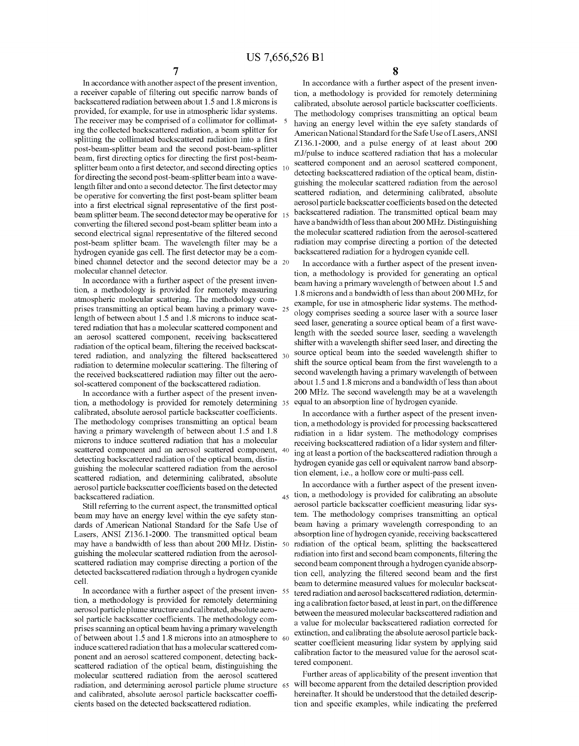In accordance with another aspect of the present invention, a receiver capable of filtering out specific narrow bands of backscattered radiation between about 1.5 and 1.8 microns is provided, for example, for use in atmospheric lidar systems. The receiver may be comprised of a collimator for collimating the collected backscattered radiation, a beam splitter for splitting the collimated backscattered radiation into a first post-beam-splitter beam and the second post-beam-splitter beam, first directing optics for directing the first post-beam-splitter beam onto a first detector, and second directing optics for directing the second post-beam-splitter beam into a wavelength filter and onto a second detector. The first detector may be operative for converting the first post-beam splitter beam into a first electrical signal representative of the first post-beam splitter beam. The second detector may be operative for converting the filtered second post-beam splitter beam into a second electrical signal representative of the filtered second post-beam splitter beam. The wavelength filter may be a hydrogen cyanide gas cell. The first detector may be a combined channel detector and the second detector may be a molecular channel detector.

In accordance with a further aspect of the present invention, a methodology is provided for remotely measuring atmospheric molecular scattering. The methodology comprises transmitting an optical beam having a primary wavelength of between about 1.5 and 1.8 microns to induce scattered radiation that has a molecular scattered component and an aerosol scattered component, receiving backscattered radiation of the optical beam, filtering the received backscattered radiation, and analyzing the filtered backscattered radiation to determine molecular scattering. The filtering of the received backscattered radiation may filter out the aerosol-scattered component of the backscattered radiation.

In accordance with a further aspect of the present invention, a methodology is provided for remotely determining calibrated, absolute aerosol particle backscatter coefficients. The methodology comprises transmitting an optical beam having a primary wavelength of between about 1.5 and 1.8 microns to induce scattered radiation that has a molecular scattered component and an aerosol scattered component, detecting backscattered radiation of the optical beam, distinguishing the molecular scattered radiation from the aerosol scattered radiation, and determining calibrated, absolute aerosol particle backscatter coefficients based on the detected backscattered radiation.

Still referring to the current aspect, the transmitted optical beam may have an energy level within the eye safety standards of American National Standard for the Safe Use of Lasers, ANSI Z136.1-2000. The transmitted optical beam may have a bandwidth of less than about 200 MHz. Distinguishing the molecular scattered radiation from the aerosol-scattered radiation may comprise directing a portion of the detected backscattered radiation through a hydrogen cyanide cell.

In accordance with a further aspect of the present invention, a methodology is provided for remotely determining aerosol particle plume structure and calibrated, absolute aerosol particle backscatter coefficients. The methodology comprises scanning an optical beam having a primary wavelength of between about 1.5 and 1.8 microns into an atmosphere to induce scattered radiation that has a molecular scattered component and an aerosol scattered component, detecting backscattered radiation of the optical beam, distinguishing the molecular scattered radiation from the aerosol scattered radiation, and determining aerosol particle plume structure and calibrated, absolute aerosol particle backscatter coefficients based on the detected backscattered radiation.

In accordance with a further aspect of the present invention, a methodology is provided for remotely determining calibrated, absolute aerosol particle backscatter coefficients. The methodology comprises transmitting an optical beam having an energy level within the eye safety standards of American National Standard for the Safe Use of Lasers, ANSI Z136.1-2000, and a pulse energy of at least about 200 mJ/pulse to induce scattered radiation that has a molecular scattered component and an aerosol scattered component, detecting backscattered radiation of the optical beam, distinguishing the molecular scattered radiation from the aerosol scattered radiation, and determining calibrated, absolute aerosol particle backscatter coefficients based on the detected backscattered radiation. The transmitted optical beam may have a bandwidth of less than about 200 MHz. Distinguishing the molecular scattered radiation from the aerosol-scattered radiation may comprise directing a portion of the detected backscattered radiation for a hydrogen cyanide cell.

In accordance with a further aspect of the present invention, a methodology is provided for generating an optical beam having a primary wavelength of between about 1.5 and 1.8 microns and a bandwidth of less than about 200 MHz, for example, for use in atmospheric lidar systems. The methodology comprises seeding a source laser with a source laser seed laser, generating a source optical beam of a first wavelength with the seeded source laser, seeding a wavelength shifter with a wavelength shifter seed laser, and directing the source optical beam into the seeded wavelength shifter to shift the source optical beam from the first wavelength to a second wavelength having a primary wavelength of between about 1.5 and 1.8 microns and a bandwidth of less than about 200 MHz. The second wavelength may be at a wavelength equal to an absorption line of hydrogen cyanide.

In accordance with a further aspect of the present invention, a methodology is provided for processing backscattered radiation in a lidar system. The methodology comprises receiving backscattered radiation of a lidar system and filtering at least a portion of the backscattered radiation through a hydrogen cyanide gas cell or equivalent narrow band absorption element, i.e., a hollow core or multi-pass cell.

In accordance with a further aspect of the present invention, a methodology is provided for calibrating an absolute aerosol particle backscatter coefficient measuring lidar system. The methodology comprises transmitting an optical beam having a primary wavelength corresponding to an absorption line of hydrogen cyanide, receiving backscattered radiation of the optical beam, splitting the backscattered radiation into first and second beam components, filtering the second beam component through a hydrogen cyanide absorption cell, analyzing the filtered second beam and the first beam to determine measured values for molecular backscattered radiation and aerosol backscattered radiation, determining a calibration factor based, at least in part, on the difference between the measured molecular backscattered radiation and a value for molecular backscattered radiation corrected for extinction, and calibrating the absolute aerosol particle backscatter coefficient measuring lidar system by applying said calibration factor to the measured value for the aerosol scattered component.

Further areas of applicability of the present invention that will become apparent from the detailed description provided hereinafter. It should be understood that the detailed description and specific examples, while indicating the preferred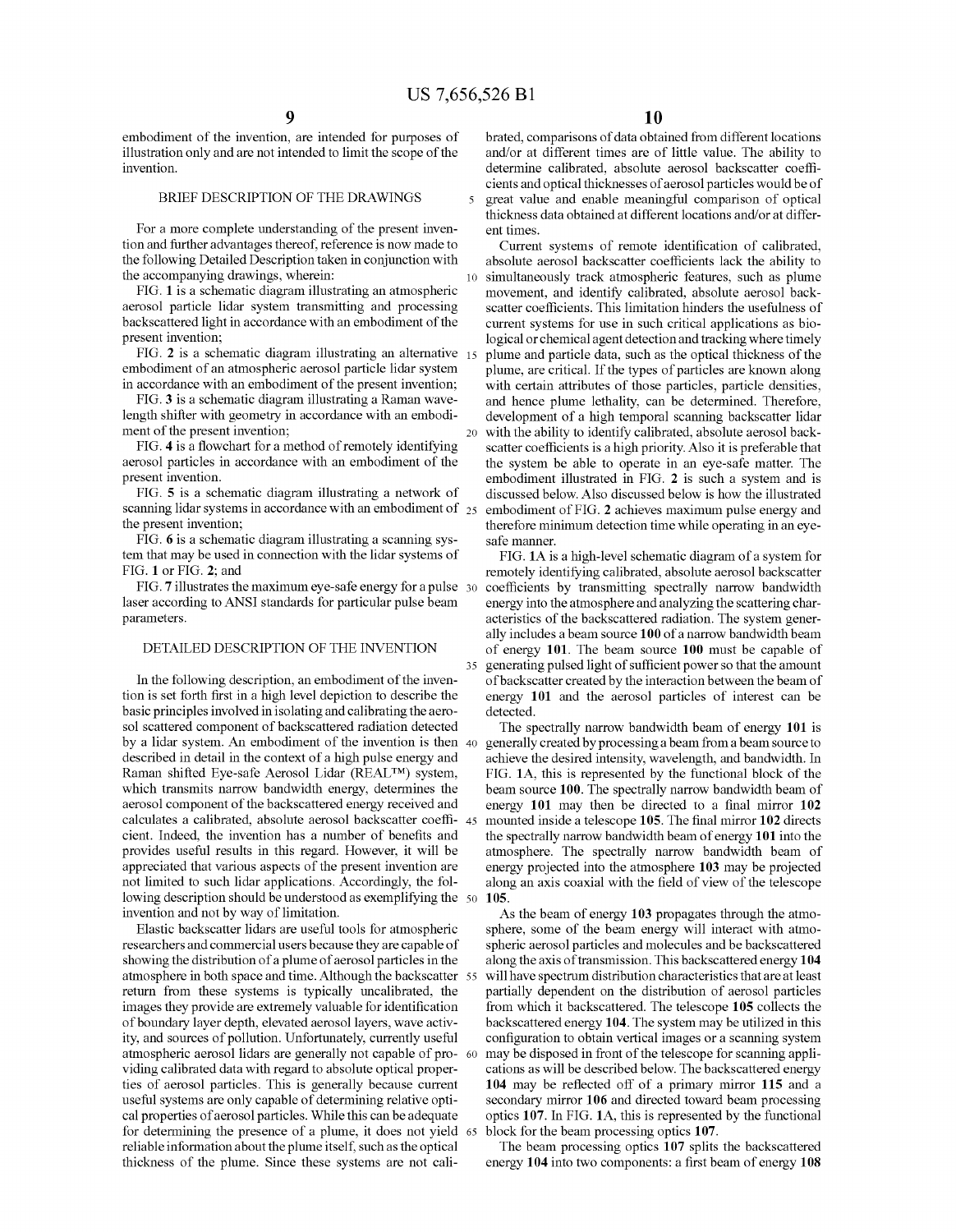embodiment of the invention, are intended for purposes of illustration only and are not intended to limit the scope of the invention.

## BRIEF DESCRIPTION OF THE DRAWINGS

For a more complete understanding of the present invention and further advantages thereof, reference is now made to the following Detailed Description taken in conjunction with the accompanying drawings, wherein:

FIG. **1** is a schematic diagram illustrating an atmospheric aerosol particle lidar system transmitting and processing backscattered light in accordance with an embodiment of the present invention;

FIG. **2** is a schematic diagram illustrating an alternative embodiment of an atmospheric aerosol particle lidar system in accordance with an embodiment of the present invention;

FIG. **3** is a schematic diagram illustrating a Raman wavelength shifter with geometry in accordance with an embodiment of the present invention;

FIG. **4** is a flowchart for a method of remotely identifying aerosol particles in accordance with an embodiment of the present invention.

FIG. **5** is a schematic diagram illustrating a network of scanning lidar systems in accordance with an embodiment of the present invention;

FIG. **6** is a schematic diagram illustrating a scanning system that may be used in connection with the lidar systems of FIG. **1** or FIG. **2**; and

FIG. **7** illustrates the maximum eye-safe energy for a pulse laser according to ANSI standards for particular pulse beam parameters.

## DETAILED DESCRIPTION OF THE INVENTION

In the following description, an embodiment of the invention is set forth first in a high level depiction to describe the basic principles involved in isolating and calibrating the aerosol scattered component of backscattered radiation detected by a lidar system. An embodiment of the invention is then described in detail in the context of a high pulse energy and Raman shifted Eye-safe Aerosol Lidar (REAL™) system, which transmits narrow bandwidth energy, determines the aerosol component of the backscattered energy received and calculates a calibrated, absolute aerosol backscatter coefficient. Indeed, the invention has a number of benefits and provides useful results in this regard. However, it will be appreciated that various aspects of the present invention are not limited to such lidar applications. Accordingly, the following description should be understood as exemplifying the invention and not by way of limitation.

Elastic backscatter lidars are useful tools for atmospheric researchers and commercial users because they are capable of showing the distribution of a plume of aerosol particles in the atmosphere in both space and time. Although the backscatter return from these systems is typically uncalibrated, the images they provide are extremely valuable for identification of boundary layer depth, elevated aerosol layers, wave activity, and sources of pollution. Unfortunately, currently useful atmospheric aerosol lidars are generally not capable of providing calibrated data with regard to absolute optical properties of aerosol particles. This is generally because current useful systems are only capable of determining relative optical properties of aerosol particles. While this can be adequate for determining the presence of a plume, it does not yield reliable information about the plume itself, such as the optical thickness of the plume. Since these systems are not calibrated, comparisons of data obtained from different locations and/or at different times are of little value. The ability to determine calibrated, absolute aerosol backscatter coefficients and optical thicknesses of aerosol particles would be of great value and enable meaningful comparison of optical thickness data obtained at different locations and/or at different times.

Current systems of remote identification of calibrated, absolute aerosol backscatter coefficients lack the ability to simultaneously track atmospheric features, such as plume movement, and identify calibrated, absolute aerosol backscatter coefficients. This limitation hinders the usefulness of the current systems for use in such critical applications as biological or chemical agent detection and tracking where timely plume and particle data, such as the optical thickness of the plume, are critical. If the types of particles are known along with certain attributes of those particles, particle densities, and hence plume lethality, can be determined. Therefore, development of a high temporal scanning backscatter lidar with the ability to identify calibrated, absolute aerosol backscatter coefficients is a high priority. Also it is preferable that the system be able to operate in an eye-safe matter. The embodiment illustrated in FIG. **2** is such a system and is discussed below. Also discussed below is how the illustrated embodiment of FIG. **2** achieves maximum pulse energy and therefore minimum detection time while operating in an eye-safe manner.

FIG. **1A** is a high-level schematic diagram of a system for remotely identifying calibrated, absolute aerosol backscatter coefficients by transmitting spectrally narrow bandwidth energy into the atmosphere and analyzing the scattering characteristics of the backscattered radiation. The system generally includes a beam source **100** of a narrow bandwidth beam of energy **101**. The beam source **100** must be capable of generating pulsed light of sufficient power so that the amount of backscatter created by the interaction between the beam of energy **101** and the aerosol particles of interest can be detected.

The spectrally narrow bandwidth beam of energy **101** is generally created by processing a beam from a beam source to achieve the desired intensity, wavelength, and bandwidth. In FIG. **1A**, this is represented by the functional block of the beam source **100**. The spectrally narrow bandwidth beam of energy **101** may then be directed to a final mirror **102** mounted inside a telescope **105**. The final mirror **102** directs the spectrally narrow bandwidth beam of energy **101** into the atmosphere. The spectrally narrow bandwidth beam of energy projected into the atmosphere **103** may be projected along an axis coaxial with the field of view of the telescope **105**.

As the beam of energy **103** propagates through the atmosphere, some of the beam energy will interact with atmospheric aerosol particles and molecules and be backscattered along the axis of transmission. This backscattered energy **104** will have spectrum distribution characteristics that are at least partially dependent on the distribution of aerosol particles from which it backscattered. The telescope **105** collects the backscattered energy **104**. The system may be utilized in this configuration to obtain vertical images or a scanning system may be disposed in front of the telescope for scanning applications as will be described below. The backscattered energy **104** may be reflected off of a primary mirror **115** and a secondary mirror **106** and directed toward beam processing optics **107**. In FIG. **1A**, this is represented by the functional block for the beam processing optics **107**.

The beam processing optics **107** splits the backscattered energy **104** into two components: a first beam of energy **108**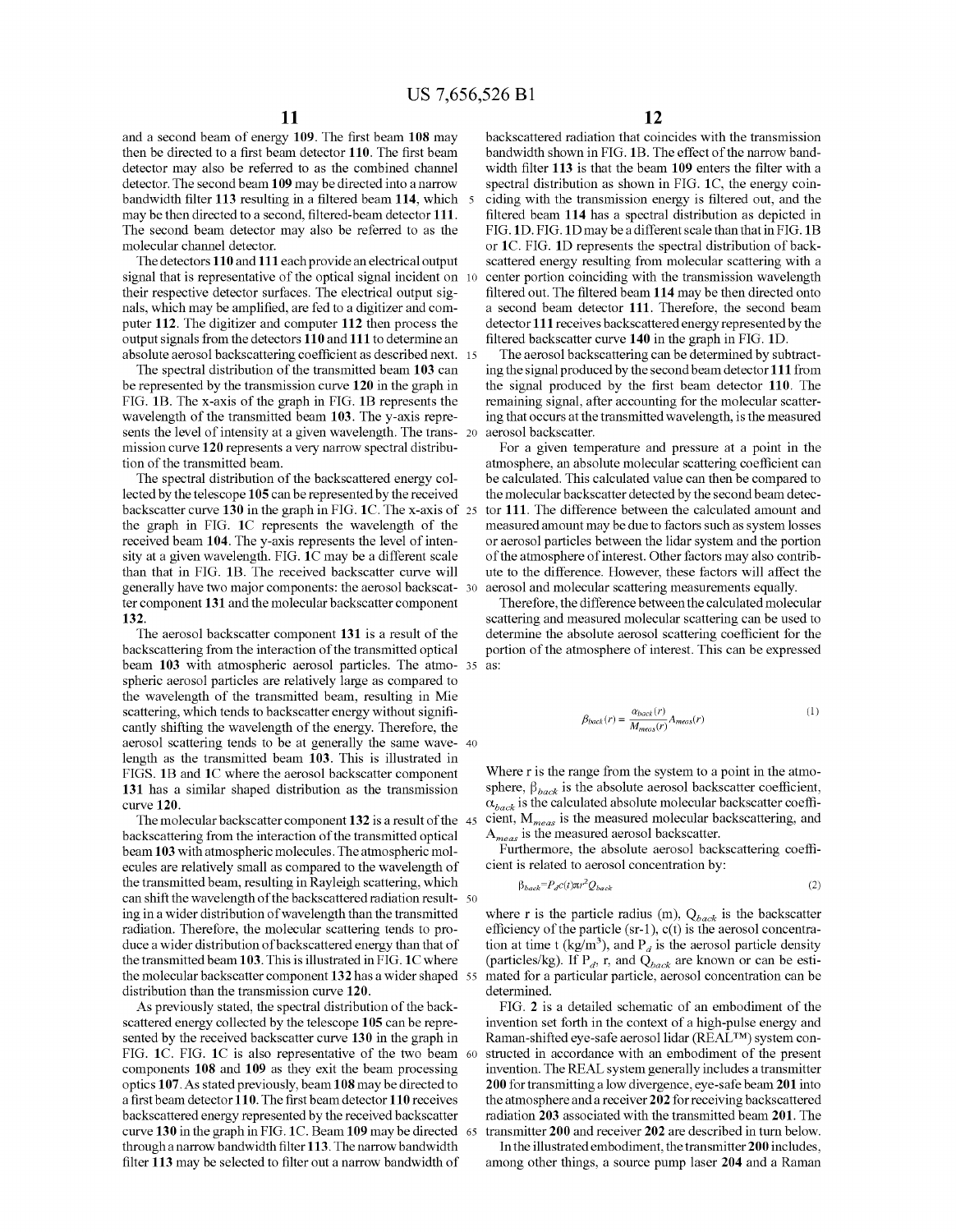and a second beam of energy **109**. The first beam **108** may then be directed to a first beam detector **110**. The first beam detector may also be referred to as the combined channel detector. The second beam **109** may be directed into a narrow bandwidth filter **113** resulting in a filtered beam **114**, which may be then directed to a second, filtered-beam detector **111**. The second beam detector may also be referred to as the molecular channel detector.

The detectors **110** and **111** each provide an electrical output signal that is representative of the optical signal incident on their respective detector surfaces. The electrical output signals, which may be amplified, are fed to a digitizer and computer **112**. The digitizer and computer **112** then process the output signals from the detectors **110** and **111** to determine an absolute aerosol backscattering coefficient as described next.

The spectral distribution of the transmitted beam **103** can be represented by the transmission curve **120** in the graph in FIG. **1B**. The x-axis of the graph in FIG. **1B** represents the wavelength of the transmitted beam **103**. The y-axis represents the level of intensity at a given wavelength. The transmission curve **120** represents a very narrow spectral distribution of the transmitted beam.

The spectral distribution of the backscattered energy collected by the telescope **105** can be represented by the received backscatter curve **130** in the graph in FIG. **1C**. The x-axis of the graph in FIG. **1C** represents the wavelength of the received beam **104**. The y-axis represents the level of intensity at a given wavelength. FIG. **1C** may be a different scale than that in FIG. **1B**. The received backscatter curve will generally have two major components: the aerosol backscatter component **131** and the molecular backscatter component **132**.

The aerosol backscatter component **131** is a result of the backscattering from the interaction of the transmitted optical beam **103** with atmospheric aerosol particles. The atmospheric aerosol particles are relatively large as compared to the wavelength of the transmitted beam, resulting in Mie scattering, which tends to backscatter energy without significantly shifting the wavelength of the energy. Therefore, the aerosol scattering tends to be at generally the same wavelength as the transmitted beam **103**. This is illustrated in FIGS. **1B** and **1C** where the aerosol backscatter component **131** has a similar shaped distribution as the transmission curve **120**.

The molecular backscatter component **132** is a result of the backscattering from the interaction of the transmitted optical beam **103** with atmospheric molecules. The atmospheric molecules are relatively small as compared to the wavelength of the transmitted beam, resulting in Rayleigh scattering, which can shift the wavelength of the backscattered radiation resulting in a wider distribution of wavelength than the transmitted radiation. Therefore, the molecular scattering tends to produce a wider distribution of backscattered energy than that of the transmitted beam **103**. This is illustrated in FIG. **1C** where the molecular backscatter component **132** has a wider shaped distribution than the transmission curve **120**.

As previously stated, the spectral distribution of the backscattered energy collected by the telescope **105** can be represented by the received backscatter curve **130** in the graph in FIG. **1C**. FIG. **1C** is also representative of the two beam components **108** and **109** as they exit the beam processing optics **107**. As stated previously, beam **108** may be directed to a first beam detector **110**. The first beam detector **110** receives backscattered energy represented by the received backscatter curve **130** in the graph in FIG. **1C**. Beam **109** may be directed through a narrow bandwidth filter **113**. The narrow bandwidth filter **113** may be selected to filter out a narrow bandwidth of backscattered radiation that coincides with the transmission bandwidth shown in FIG. **1B**. The effect of the narrow bandwidth filter **113** is that the beam **109** enters the filter with a spectral distribution as shown in FIG. **1C**, the energy coinciding with the transmission energy is filtered out, and the filtered beam **114** has a spectral distribution as depicted in FIG. **1D**. FIG. **1D** may be a different scale than that in FIG. **1B** or **1C**. FIG. **1D** represents the spectral distribution of backscattered energy resulting from molecular scattering with a center portion coinciding with the transmission wavelength filtered out. The filtered beam **114** may be then directed onto a second beam detector **111**. Therefore, the second beam detector **111** receives backscattered energy represented by the filtered backscatter curve **140** in the graph in FIG. **1D**.

The aerosol backscattering can be determined by subtracting the signal produced by the second beam detector **111** from the signal produced by the first beam detector **110**. The remaining signal, after accounting for the molecular scattering that occurs at the transmitted wavelength, is the measured aerosol backscatter.

For a given temperature and pressure at a point in the atmosphere, an absolute molecular scattering coefficient can be calculated. This calculated value can then be compared to the molecular backscatter detected by the second beam detector **111**. The difference between the calculated amount and measured amount may be due to factors such as system losses or aerosol particles between the lidar system and the portion of the atmosphere of interest. Other factors may also contribute to the difference. However, these factors will affect the aerosol and molecular scattering measurements equally.

Therefore, the difference between the calculated molecular scattering and measured molecular scattering can be used to determine the absolute aerosol scattering coefficient for the portion of the atmosphere of interest. This can be expressed as:

$$\beta_{back}(r) = \frac{\alpha_{back}(r)}{M_{meas}(r)} A_{meas}(r) \tag{1}$$

Where r is the range from the system to a point in the atmosphere, $\beta_{back}$ is the absolute aerosol backscatter coefficient, $\alpha_{back}$ is the calculated absolute molecular backscatter coefficient, $M_{meas}$ is the measured molecular backscattering, and $A_{meas}$ is the measured aerosol backscatter.

Furthermore, the absolute aerosol backscattering coefficient is related to aerosol concentration by:

$$\beta_{back} = P_d c(t) \pi r^2 Q_{back} \tag{2}$$

where r is the particle radius (m), $Q_{back}$ is the backscatter efficiency of the particle (sr-1), c(t) is the aerosol concentration at time t (kg/m$^3$), and $P_d$ is the aerosol particle density (particles/kg). If $P_d$, r, and $Q_{back}$ are known or can be estimated for a particular particle, aerosol concentration can be determined.

FIG. **2** is a detailed schematic of an embodiment of the invention set forth in the context of a high-pulse energy and Raman-shifted eye-safe aerosol lidar (REAL™) system constructed in accordance with an embodiment of the present invention. The REAL system generally includes a transmitter **200** for transmitting a low divergence, eye-safe beam **201** into the atmosphere and a receiver **202** for receiving backscattered radiation **203** associated with the transmitted beam **201**. The transmitter **200** and receiver **202** are described in turn below.

In the illustrated embodiment, the transmitter **200** includes, among other things, a source pump laser **204** and a Raman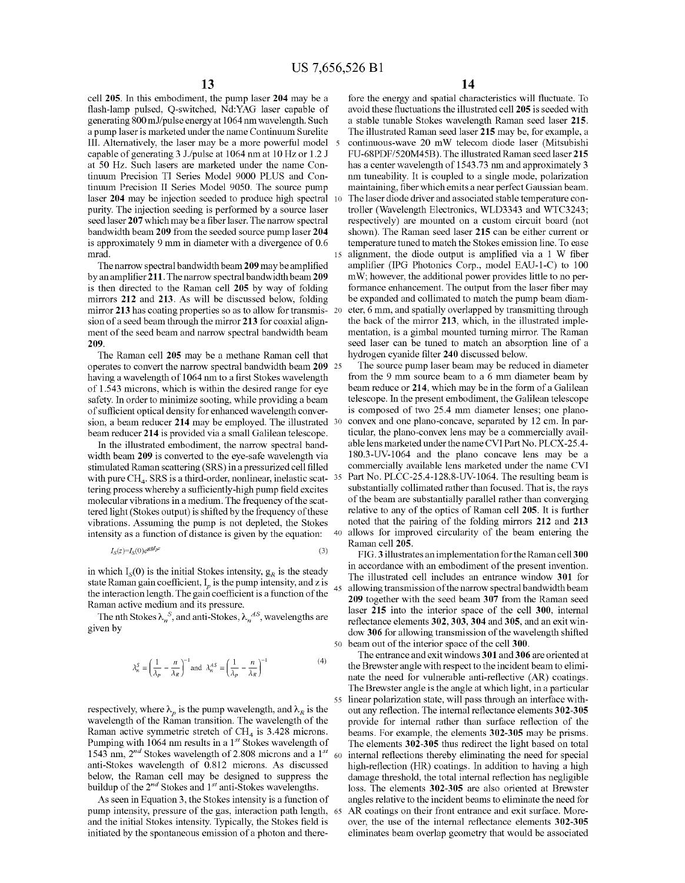cell **205**. In this embodiment, the pump laser **204** may be a flash-lamp pulsed, Q-switched, Nd:YAG laser capable of generating 800 mJ/pulse energy at 1064 nm wavelength. Such a pump laser is marketed under the name Continuum Surelite III. Alternatively, the laser may be a more powerful model capable of generating 3 J./pulse at 1064 nm at 10 Hz or 1.2 J at 50 Hz. Such lasers are marketed under the name Continuum Precision TI Series Model 9000 PLUS and Continuum Precision II Series Model 9050. The source pump laser **204** may be injection seeded to produce high spectral purity. The injection seeding is performed by a source laser seed laser **207** which may be a fiber laser. The narrow spectral bandwidth beam **209** from the seeded source pump laser **204** is approximately 9 mm in diameter with a divergence of 0.6 mrad.

The narrow spectral bandwidth beam **209** may be amplified by an amplifier **211**. The narrow spectral bandwidth beam **209** is then directed to the Raman cell **205** by way of folding mirrors **212** and **213**. As will be discussed below, folding mirror **213** has coating properties so as to allow for transmission of a seed beam through the mirror **213** for coaxial alignment of the seed beam and narrow spectral bandwidth beam **209**.

The Raman cell **205** may be a methane Raman cell that operates to convert the narrow spectral bandwidth beam **209** having a wavelength of 1064 nm to a first Stokes wavelength of 1.543 microns, which is within the desired range for eye safety. In order to minimize sooting, while providing a beam of sufficient optical density for enhanced wavelength conversion, a beam reducer **214** may be employed. The illustrated beam reducer **214** is provided via a small Galilean telescope.

In the illustrated embodiment, the narrow spectral bandwidth beam **209** is converted to the eye-safe wavelength via stimulated Raman scattering (SRS) in a pressurized cell filled with pure $CH_4$. SRS is a third-order, nonlinear, inelastic scattering process whereby a sufficiently-high pump field excites molecular vibrations in a medium. The frequency of the scattered light (Stokes output) is shifted by the frequency of these vibrations. Assuming the pump is not depleted, the Stokes intensity as a function of distance is given by the equation:

$$I_S(z)=I_S(0)e^{g_R I_p z} \tag{3}$$

in which $I_S(0)$ is the initial Stokes intensity, $g_R$ is the steady state Raman gain coefficient, $I_p$ is the pump intensity, and z is the interaction length. The gain coefficient is a function of the Raman active medium and its pressure.

The nth Stokes $\lambda_n^S$, and anti-Stokes, $\lambda_n^{AS}$, wavelengths are given by

$$\lambda_n^S = \left(\frac{1}{\lambda_p} - \frac{n}{\lambda_R}\right)^{-1} \text{ and } \lambda_n^{AS} = \left(\frac{1}{\lambda_p} - \frac{n}{\lambda_R}\right)^{-1} \tag{4}$$

respectively, where $\lambda_p$ is the pump wavelength, and $\lambda_R$ is the wavelength of the Raman transition. The wavelength of the Raman active symmetric stretch of $CH_4$ is 3.428 microns. Pumping with 1064 nm results in a 1[st] Stokes wavelength of 1543 nm, 2[nd] Stokes wavelength of 2.808 microns and a 1[st] anti-Stokes wavelength of 0.812 microns. As discussed below, the Raman cell may be designed to suppress the buildup of the 2[nd] Stokes and 1[st] anti-Stokes wavelengths.

As seen in Equation 3, the Stokes intensity is a function of pump intensity, pressure of the gas, interaction path length, and the initial Stokes intensity. Typically, the Stokes field is initiated by the spontaneous emission of a photon and therefore the energy and spatial characteristics will fluctuate. To avoid these fluctuations the illustrated cell **205** is seeded with a stable tunable Stokes wavelength Raman seed laser **215**. The illustrated Raman seed laser **215** may be, for example, a continuous-wave 20 mW telecom diode laser (Mitsubishi FU-68PDF/520M45B). The illustrated Raman seed laser **215** has a center wavelength of 1543.73 nm and approximately 3 nm tuneability. It is coupled to a single mode, polarization maintaining, fiber which emits a near perfect Gaussian beam. The laser diode driver and associated stable temperature controller (Wavelength Electronics, WLD3343 and WTC3243; respectively) are mounted on a custom circuit board (not shown). The Raman seed laser **215** can be either current or temperature tuned to match the Stokes emission line. To ease alignment, the diode output is amplified via a 1 W fiber amplifier (IPG Photonics Corp., model EAU-1-C) to 100 mW; however, the additional power provides little to no performance enhancement. The output from the laser fiber may be expanded and collimated to match the pump beam diameter, 6 mm, and spatially overlapped by transmitting through the back of the mirror **213**, which, in the illustrated implementation, is a gimbal mounted turning mirror. The Raman seed laser can be tuned to match an absorption line of a hydrogen cyanide filter **240** discussed below.

The source pump laser beam may be reduced in diameter from the 9 mm source beam to a 6 mm diameter beam by beam reduce or **214**, which may be in the form of a Galilean telescope. In the present embodiment, the Galilean telescope is composed of two 25.4 mm diameter lenses; one plano-convex and one plano-concave, separated by 12 cm. In particular, the plano-convex lens may be a commercially available lens marketed under the name CVI Part No. PLCX-25.4-180.3-UV-1064 and the plano concave lens may be a commercially available lens marketed under the name CVI Part No. PLCC-25.4-128.8-UV-1064. The resulting beam is substantially collimated rather than focused. That is, the rays of the beam are substantially parallel rather than converging relative to any of the optics of Raman cell **205**. It is further noted that the pairing of the folding mirrors **212** and **213** allows for improved circularity of the beam entering the Raman cell **205**.

FIG. **3** illustrates an implementation for the Raman cell **300** in accordance with an embodiment of the present invention. The illustrated cell includes an entrance window **301** for allowing transmission of the narrow spectral bandwidth beam **209** together with the seed beam **307** from the Raman seed laser **215** into the interior space of the cell **300**, internal reflectance elements **302**, **303**, **304** and **305**, and an exit window **306** for allowing transmission of the wavelength shifted beam out of the interior space of the cell **300**.

The entrance and exit windows **301** and **306** are oriented at the Brewster angle with respect to the incident beam to eliminate the need for vulnerable anti-reflective (AR) coatings. The Brewster angle is the angle at which light, in a particular linear polarization state, will pass through an interface without any reflection. The internal reflectance elements **302-305** provide for internal rather than surface reflection of the beams. For example, the elements **302-305** may be prisms. The elements **302-305** thus redirect the light based on total internal reflections thereby eliminating the need for special high-reflection (HR) coatings. In addition to having a high damage threshold, the total internal reflection has negligible loss. The elements **302-305** are also oriented at Brewster angles relative to the incident beams to eliminate the need for AR coatings on their front entrance and exit surface. Moreover, the use of the internal reflectance elements **302-305** eliminates beam overlap geometry that would be associated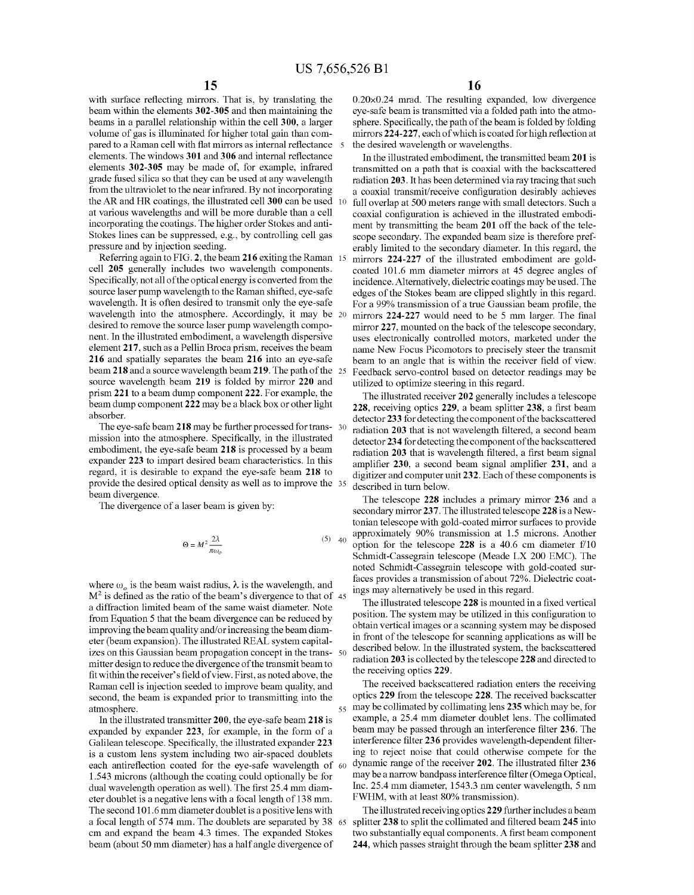with surface reflecting mirrors. That is, by translating the beam within the elements **302**-**305** and then maintaining the beams in a parallel relationship within the cell **300**, a larger volume of gas is illuminated for higher total gain than compared to a Raman cell with flat mirrors as internal reflectance elements. The windows **301** and **306** and internal reflectance elements **302**-**305** may be made of, for example, infrared grade fused silica so that they can be used at any wavelength from the ultraviolet to the near infrared. By not incorporating the AR and HR coatings, the illustrated cell **300** can be used at various wavelengths and will be more durable than a cell incorporating the coatings. The higher order Stokes and anti-Stokes lines can be suppressed, e.g., by controlling cell gas pressure and by injection seeding.

Referring again to FIG. 2, the beam **216** exiting the Raman cell **205** generally includes two wavelength components. Specifically, not all of the optical energy is converted from the source laser pump wavelength to the Raman shifted, eye-safe wavelength. It is often desired to transmit only the eye-safe wavelength into the atmosphere. Accordingly, it may be desired to remove the source laser pump wavelength component. In the illustrated embodiment, a wavelength dispersive element **217**, such as a Pellin Broca prism, receives the beam **216** and spatially separates the beam **216** into an eye-safe beam **218** and a source wavelength beam **219**. The path of the source wavelength beam **219** is folded by mirror **220** and prism **221** to a beam dump component **222**. For example, the beam dump component **222** may be a black box or other light absorber.

The eye-safe beam **218** may be further processed for transmission into the atmosphere. Specifically, in the illustrated embodiment, the eye-safe beam **218** is processed by a beam expander **223** to impart desired beam characteristics. In this regard, it is desirable to expand the eye-safe beam **218** to provide the desired optical density as well as to improve the beam divergence.

The divergence of a laser beam is given by:

$$\Theta = M^2 \frac{2\lambda}{\pi \omega_o} \tag{5}$$

where $\omega_o$ is the beam waist radius, $\lambda$ is the wavelength, and $M^2$ is defined as the ratio of the beam's divergence to that of a diffraction limited beam of the same waist diameter. Note from Equation 5 that the beam divergence can be reduced by improving the beam quality and/or increasing the beam diameter (beam expansion). The illustrated REAL system capitalizes on this Gaussian beam propagation concept in the transmitter design to reduce the divergence of the transmit beam to fit within the receiver's field of view. First, as noted above, the Raman cell is injection seeded to improve beam quality, and second, the beam is expanded prior to transmitting into the atmosphere.

In the illustrated transmitter **200**, the eye-safe beam **218** is expanded by expander **223**, for example, in the form of a Galilean telescope. Specifically, the illustrated expander **223** is a custom lens system including two air-spaced doublets each antireflection coated for the eye-safe wavelength of 1.543 microns (although the coating could optionally be for dual wavelength operation as well). The first 25.4 mm diameter doublet is a negative lens with a focal length of 138 mm. The second 101.6 mm diameter doublet is a positive lens with a focal length of 574 mm. The doublets are separated by 38 cm and expand the beam 4.3 times. The expanded Stokes beam (about 50 mm diameter) has a half angle divergence of 0.20×0.24 mrad. The resulting expanded, low divergence eye-safe beam is transmitted via a folded path into the atmosphere. Specifically, the path of the beam is folded by folding mirrors **224**-**227**, each of which is coated for high reflection at the desired wavelength or wavelengths.

In the illustrated embodiment, the transmitted beam **201** is transmitted on a path that is coaxial with the backscattered radiation **203**. It has been determined via ray tracing that such a coaxial transmit/receive configuration desirably achieves full overlap at 500 meters range with small detectors. Such a coaxial configuration is achieved in the illustrated embodiment by transmitting the beam **201** off the back of the telescope secondary. The expanded beam size is therefore preferably limited to the secondary diameter. In this regard, the mirrors **224**-**227** of the illustrated embodiment are gold-coated 101.6 mm diameter mirrors at 45 degree angles of incidence. Alternatively, dielectric coatings may be used. The edges of the Stokes beam are clipped slightly in this regard. For a 99% transmission of a true Gaussian beam profile, the mirrors **224**-**227** would need to be 5 mm larger. The final mirror **227**, mounted on the back of the telescope secondary, uses electronically controlled motors, marketed under the name New Focus Picomotors to precisely steer the transmit beam to an angle that is within the receiver field of view. Feedback servo-control based on detector readings may be utilized to optimize steering in this regard.

The illustrated receiver **202** generally includes a telescope **228**, receiving optics **229**, a beam splitter **238**, a first beam detector **233** for detecting the component of the backscattered radiation **203** that is not wavelength filtered, a second beam detector **234** for detecting the component of the backscattered radiation **203** that is wavelength filtered, a first beam signal amplifier **230**, a second beam signal amplifier **231**, and a digitizer and computer unit **232**. Each of these components is described in turn below.

The telescope **228** includes a primary mirror **236** and a secondary mirror **237**. The illustrated telescope **228** is a Newtonian telescope with gold-coated mirror surfaces to provide approximately 90% transmission at 1.5 microns. Another option for the telescope **228** is a 40.6 cm diameter f/10 Schmidt-Cassegrain telescope (Meade LX 200 EMC). The noted Schmidt-Cassegrain telescope with gold-coated surfaces provides a transmission of about 72%. Dielectric coatings may alternatively be used in this regard.

The illustrated telescope **228** is mounted in a fixed vertical position. The system may be utilized in this configuration to obtain vertical images or a scanning system may be disposed in front of the telescope for scanning applications as will be described below. In the illustrated system, the backscattered radiation **203** is collected by the telescope **228** and directed to the receiving optics **229**.

The received backscattered radiation enters the receiving optics **229** from the telescope **228**. The received backscatter may be collimated by collimating lens **235** which may be, for example, a 25.4 mm diameter doublet lens. The collimated beam may be passed through an interference filter **236**. The interference filter **236** provides wavelength-dependent filtering to reject noise that could otherwise compete for the dynamic range of the receiver **202**. The illustrated filter **236** may be a narrow bandpass interference filter (Omega Optical, Inc. 25.4 mm diameter, 1543.3 nm center wavelength, 5 nm FWHM, with at least 80% transmission).

The illustrated receiving optics **229** further includes a beam splitter **238** to split the collimated and filtered beam **245** into two substantially equal components. A first beam component **244**, which passes straight through the beam splitter **238** and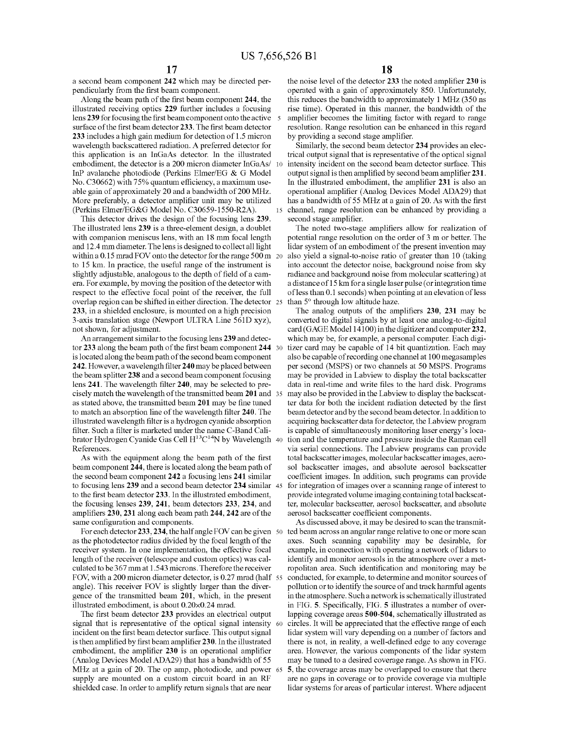a second beam component 242 which may be directed perpendicularly from the first beam component.

Along the beam path of the first beam component 244, the illustrated receiving optics 229 further includes a focusing lens 239 for focusing the first beam component onto the active surface of the first beam detector 233. The first beam detector 233 includes a high gain medium for detection of 1.5 micron wavelength backscattered radiation. A preferred detector for this application is an InGaAs detector. In the illustrated embodiment, the detector is a 200 micron diameter InGaAs/InP avalanche photodiode (Perkins Elmer/EG & G Model No. C30662) with 75% quantum efficiency, a maximum useable gain of approximately 20 and a bandwidth of 200 MHz. More preferably, a detector amplifier unit may be utilized (Perkins Elmer/EG&G Model No. C30659-1550-R2A).

This detector drives the design of the focusing lens 239. The illustrated lens 239 is a three-element design, a doublet with companion meniscus lens, with an 18 mm focal length and 12.4 mm diameter. The lens is designed to collect all light within a 0.15 mrad FOV onto the detector for the range 500 m to 15 km. In practice, the useful range of the instrument is slightly adjustable, analogous to the depth of field of a camera. For example, by moving the position of the detector with respect to the effective focal point of the receiver, the full overlap region can be shifted in either direction. The detector 233, in a shielded enclosure, is mounted on a high precision 3-axis translation stage (Newport ULTRA Line 561D xyz), not shown, for adjustment.

An arrangement similar to the focusing lens 239 and detector 233 along the beam path of the first beam component 244 is located along the beam path of the second beam component 242. However, a wavelength filter 240 may be placed between the beam splitter 238 and a second beam component focusing lens 241. The wavelength filter 240, may be selected to precisely match the wavelength of the transmitted beam 201 and as stated above, the transmitted beam 201 may be fine tuned to match an absorption line of the wavelength filter 240. The illustrated wavelength filter is a hydrogen cyanide absorption filter. Such a filter is marketed under the name C-Band Calibrator Hydrogen Cyanide Gas Cell $H^{13}C^{14}N$ by Wavelength References.

As with the equipment along the beam path of the first beam component 244, there is located along the beam path of the second beam component 242 a focusing lens 241 similar to focusing lens 239 and a second beam detector 234 similar to the first beam detector 233. In the illustrated embodiment, the focusing lenses 239, 241, beam detectors 233, 234, and amplifiers 230, 231 along each beam path 244, 242 are of the same configuration and components.

For each detector 233, 234, the half angle FOV can be given as the photodetector radius divided by the focal length of the receiver system. In one implementation, the effective focal length of the receiver (telescope and custom optics) was calculated to be 367 mm at 1.543 microns. Therefore the receiver FOV, with a 200 micron diameter detector, is 0.27 mrad (half angle). This receiver FOV is slightly larger than the divergence of the transmitted beam 201, which, in the present illustrated embodiment, is about 0.20×0.24 mrad.

The first beam detector 233 provides an electrical output signal that is representative of the optical signal intensity incident on the first beam detector surface. This output signal is then amplified by first beam amplifier 230. In the illustrated embodiment, the amplifier 230 is an operational amplifier (Analog Devices Model ADA29) that has a bandwidth of 55 MHz at a gain of 20. The op amp, photodiode, and power supply are mounted on a custom circuit board in an RF shielded case. In order to amplify return signals that are near the noise level of the detector 233 the noted amplifier 230 is operated with a gain of approximately 850. Unfortunately, this reduces the bandwidth to approximately 1 MHz (350 ns rise time). Operated in this manner, the bandwidth of the amplifier becomes the limiting factor with regard to range resolution. Range resolution can be enhanced in this regard by providing a second stage amplifier.

Similarly, the second beam detector 234 provides an electrical output signal that is representative of the optical signal intensity incident on the second beam detector surface. This output signal is then amplified by second beam amplifier 231. In the illustrated embodiment, the amplifier 231 is also an operational amplifier (Analog Devices Model ADA29) that has a bandwidth of 55 MHz at a gain of 20. As with the first channel, range resolution can be enhanced by providing a second stage amplifier.

The noted two-stage amplifiers allow for realization of potential range resolution on the order of 3 m or better. The lidar system of an embodiment of the present invention may also yield a signal-to-noise ratio of greater than 10 (taking into account the detector noise, background noise from sky radiance and background noise from molecular scattering) at a distance of 15 km for a single laser pulse (or integration time of less than 0.1 seconds) when pointing at an elevation of less than 5° through low altitude haze.

The analog outputs of the amplifiers 230, 231 may be converted to digital signals by at least one analog-to-digital card (GAGE Model 14100) in the digitizer and computer 232, which may be, for example, a personal computer. Each digitizer card may be capable of 14 bit quantization. Each may also be capable of recording one channel at 100 megasamples per second (MSPS) or two channels at 50 MSPS. Programs may be provided in Labview to display the total backscatter data in real-time and write files to the hard disk. Programs may also be provided in the Labview to display the backscatter data for both the incident radiation detected by the first beam detector and by the second beam detector. In addition to acquiring backscatter data for detector, the Labview program is capable of simultaneously monitoring laser energy's location and the temperature and pressure inside the Raman cell via serial connections. The Labview programs can provide total backscatter images, molecular backscatter images, aerosol backscatter images, and absolute aerosol backscatter coefficient images. In addition, such programs can provide for integration of images over a scanning range of interest to provide integrated volume imaging containing total backscatter, molecular backscatter, aerosol backscatter, and absolute aerosol backscatter coefficient components.

As discussed above, it may be desired to scan the transmitted beam across an angular range relative to one or more scan axes. Such scanning capability may be desirable, for example, in connection with operating a network of lidars to identify and monitor aerosols in the atmosphere over a metropolitan area. Such identification and monitoring may be conducted, for example, to determine and monitor sources of pollution or to identify the source of and track harmful agents in the atmosphere. Such a network is schematically illustrated in FIG. 5. Specifically, FIG. 5 illustrates a number of overlapping coverage areas 500-504, schematically illustrated as circles. It will be appreciated that the effective range of each lidar system will vary depending on a number of factors and there is not, in reality, a well-defined edge to any coverage area. However, the various components of the lidar system may be tuned to a desired coverage range. As shown in FIG. 5, the coverage areas may be overlapped to ensure that there are no gaps in coverage or to provide coverage via multiple lidar systems for areas of particular interest. Where adjacent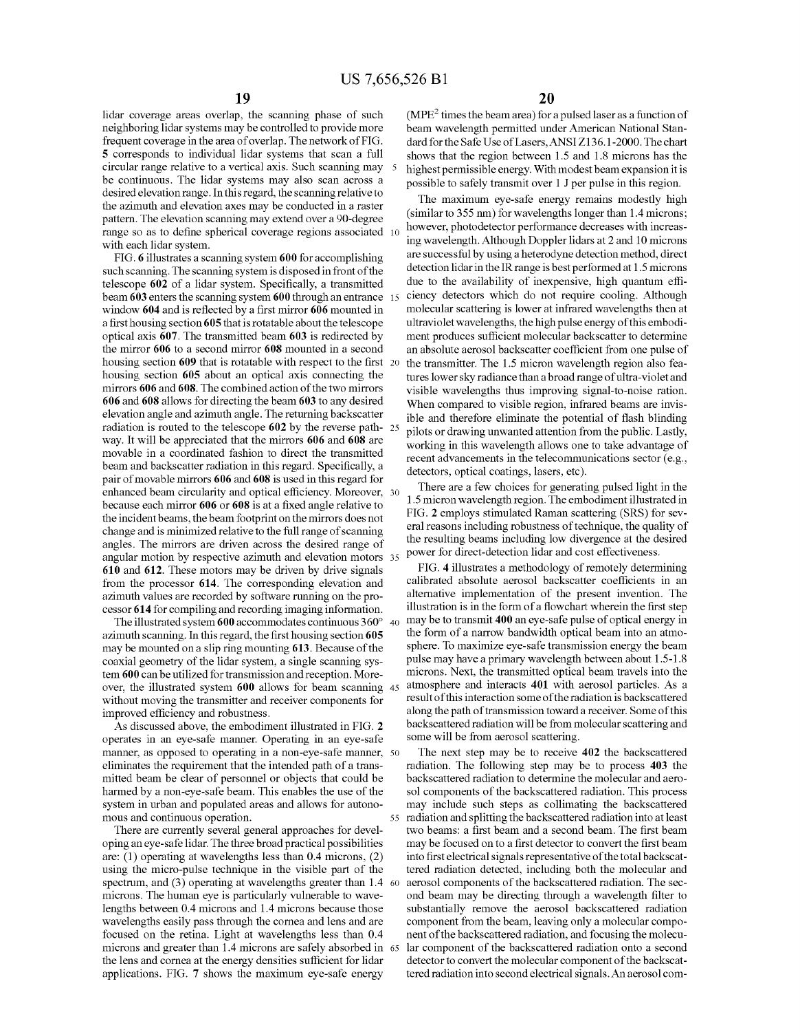lidar coverage areas overlap, the scanning phase of such neighboring lidar systems may be controlled to provide more frequent coverage in the area of overlap. The network of FIG. 5 corresponds to individual lidar systems that scan a full circular range relative to a vertical axis. Such scanning may be continuous. The lidar systems may also scan across a desired elevation range. In this regard, the scanning relative to the azimuth and elevation axes may be conducted in a raster pattern. The elevation scanning may extend over a 90-degree range so as to define spherical coverage regions associated with each lidar system.

FIG. 6 illustrates a scanning system 600 for accomplishing such scanning. The scanning system is disposed in front of the telescope 602 of a lidar system. Specifically, a transmitted beam 603 enters the scanning system 600 through an entrance window 604 and is reflected by a first mirror 606 mounted in a first housing section 605 that is rotatable about the telescope optical axis 607. The transmitted beam 603 is redirected by the mirror 606 to a second mirror 608 mounted in a second housing section 609 that is rotatable with respect to the first housing section 605 about an optical axis connecting the mirrors 606 and 608. The combined action of the two mirrors 606 and 608 allows for directing the beam 603 to any desired elevation angle and azimuth angle. The returning backscatter radiation is routed to the telescope 602 by the reverse pathway. It will be appreciated that the mirrors 606 and 608 are movable in a coordinated fashion to direct the transmitted beam and backscatter radiation in this regard. Specifically, a pair of movable mirrors 606 and 608 is used in this regard for enhanced beam circularity and optical efficiency. Moreover, because each mirror 606 or 608 is at a fixed angle relative to the incident beams, the beam footprint on the mirrors does not change and is minimized relative to the full range of scanning angles. The mirrors are driven across the desired range of angular motion by respective azimuth and elevation motors 610 and 612. These motors may be driven by drive signals from the processor 614. The corresponding elevation and azimuth values are recorded by software running on the processor 614 for compiling and recording imaging information.

The illustrated system 600 accommodates continuous 360° azimuth scanning. In this regard, the first housing section 605 may be mounted on a slip ring mounting 613. Because of the coaxial geometry of the lidar system, a single scanning system 600 can be utilized for transmission and reception. Moreover, the illustrated system 600 allows for beam scanning without moving the transmitter and receiver components for improved efficiency and robustness.

As discussed above, the embodiment illustrated in FIG. 2 operates in an eye-safe manner. Operating in an eye-safe manner, as opposed to operating in a non-eye-safe manner, eliminates the requirement that the intended path of a transmitted beam be clear of personnel or objects that could be harmed by a non-eye-safe beam. This enables the use of the system in urban and populated areas and allows for autonomous and continuous operation.

There are currently several general approaches for developing an eye-safe lidar. The three broad practical possibilities are: (1) operating at wavelengths less than 0.4 microns, (2) using the micro-pulse technique in the visible part of the spectrum, and (3) operating at wavelengths greater than 1.4 microns. The human eye is particularly vulnerable to wavelengths between 0.4 microns and 1.4 microns because those wavelengths easily pass through the cornea and lens and are focused on the retina. Light at wavelengths less than 0.4 microns and greater than 1.4 microns are safely absorbed in the lens and cornea at the energy densities sufficient for lidar applications. FIG. 7 shows the maximum eye-safe energy ($MPE^2$ times the beam area) for a pulsed laser as a function of beam wavelength permitted under American National Standard for the Safe Use of Lasers, ANSI Z136.1-2000. The chart shows that the region between 1.5 and 1.8 microns has the highest permissible energy. With modest beam expansion it is possible to safely transmit over 1 J per pulse in this region.

The maximum eye-safe energy remains modestly high (similar to 355 nm) for wavelengths longer than 1.4 microns; however, photodetector performance decreases with increasing wavelength. Although Doppler lidars at 2 and 10 microns are successful by using a heterodyne detection method, direct detection lidar in the IR range is best performed at 1.5 microns due to the availability of inexpensive, high quantum efficiency detectors which do not require cooling. Although molecular scattering is lower at infrared wavelengths then at ultraviolet wavelengths, the high pulse energy of this embodiment produces sufficient molecular backscatter to determine an absolute aerosol backscatter coefficient from one pulse of the transmitter. The 1.5 micron wavelength region also features lower sky radiance than a broad range of ultra-violet and visible wavelengths thus improving signal-to-noise ration. When compared to visible region, infrared beams are invisible and therefore eliminate the potential of flash blinding pilots or drawing unwanted attention from the public. Lastly, working in this wavelength allows one to take advantage of recent advancements in the telecommunications sector (e.g., detectors, optical coatings, lasers, etc).

There are a few choices for generating pulsed light in the 1.5 micron wavelength region. The embodiment illustrated in FIG. 2 employs stimulated Raman scattering (SRS) for several reasons including robustness of technique, the quality of the resulting beams including low divergence at the desired power for direct-detection lidar and cost effectiveness.

FIG. 4 illustrates a methodology of remotely determining calibrated absolute aerosol backscatter coefficients in an alternative implementation of the present invention. The illustration is in the form of a flowchart wherein the first step may be to transmit 400 an eye-safe pulse of optical energy in the form of a narrow bandwidth optical beam into an atmosphere. To maximize eye-safe transmission energy the beam pulse may have a primary wavelength between about 1.5-1.8 microns. Next, the transmitted optical beam travels into the atmosphere and interacts 401 with aerosol particles. As a result of this interaction some of the radiation is backscattered along the path of transmission toward a receiver. Some of this backscattered radiation will be from molecular scattering and some will be from aerosol scattering.

The next step may be to receive 402 the backscattered radiation. The following step may be to process 403 the backscattered radiation to determine the molecular and aerosol components of the backscattered radiation. This process may include such steps as collimating the backscattered radiation and splitting the backscattered radiation into at least two beams: a first beam and a second beam. The first beam may be focused on to a first detector to convert the first beam into first electrical signals representative of the total backscattered radiation detected, including both the molecular and aerosol components of the backscattered radiation. The second beam may be directing through a wavelength filter to substantially remove the aerosol backscattered radiation component from the beam, leaving only a molecular component of the backscattered radiation, and focusing the molecular component of the backscattered radiation onto a second detector to convert the molecular component of the backscattered radiation into second electrical signals. An aerosol com-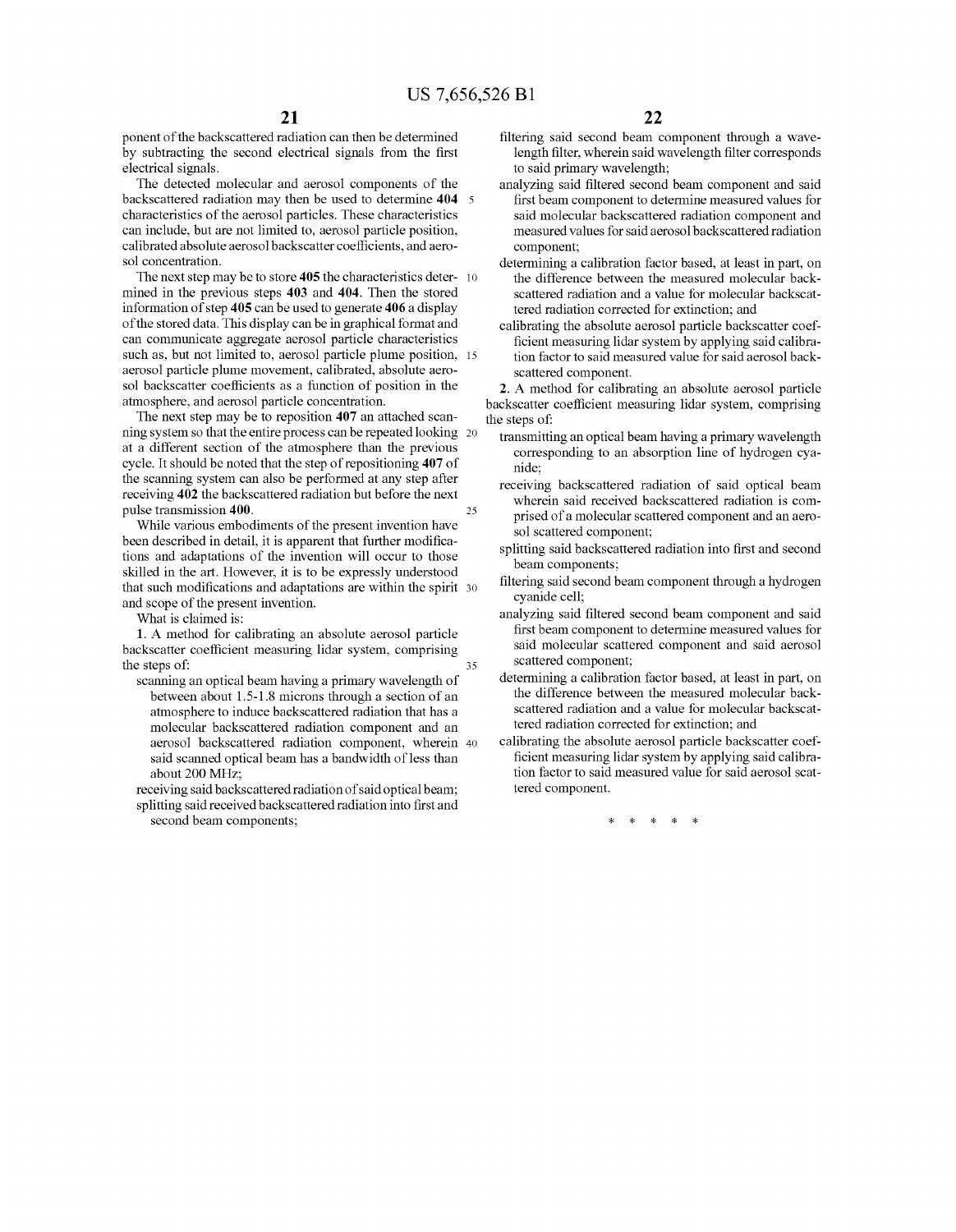ponent of the backscattered radiation can then be determined by subtracting the second electrical signals from the first electrical signals.

The detected molecular and aerosol components of the backscattered radiation may then be used to determine **404** characteristics of the aerosol particles. These characteristics can include, but are not limited to, aerosol particle position, calibrated absolute aerosol backscatter coefficients, and aerosol concentration.

The next step may be to store **405** the characteristics determined in the previous steps **403** and **404**. Then the stored information of step **405** can be used to generate **406** a display of the stored data. This display can be in graphical format and can communicate aggregate aerosol particle characteristics such as, but not limited to, aerosol particle plume position, aerosol particle plume movement, calibrated, absolute aerosol backscatter coefficients as a function of position in the atmosphere, and aerosol particle concentration.

The next step may be to reposition **407** an attached scanning system so that the entire process can be repeated looking at a different section of the atmosphere than the previous cycle. It should be noted that the step of repositioning **407** of the scanning system can also be performed at any step after receiving **402** the backscattered radiation but before the next pulse transmission **400**.

While various embodiments of the present invention have been described in detail, it is apparent that further modifications and adaptations of the invention will occur to those skilled in the art. However, it is to be expressly understood that such modifications and adaptations are within the spirit and scope of the present invention.

What is claimed is:

**1**. A method for calibrating an absolute aerosol particle backscatter coefficient measuring lidar system, comprising the steps of:

- scanning an optical beam having a primary wavelength of between about 1.5-1.8 microns through a section of an atmosphere to induce backscattered radiation that has a molecular backscattered radiation component and an aerosol backscattered radiation component, wherein said scanned optical beam has a bandwidth of less than about 200 MHz;
- receiving said backscattered radiation of said optical beam;
- splitting said received backscattered radiation into first and second beam components;
- filtering said second beam component through a wavelength filter, wherein said wavelength filter corresponds to said primary wavelength;
- analyzing said filtered second beam component and said first beam component to determine measured values for said molecular backscattered radiation component and measured values for said aerosol backscattered radiation component;
- determining a calibration factor based, at least in part, on the difference between the measured molecular backscattered radiation and a value for molecular backscattered radiation corrected for extinction; and
- calibrating the absolute aerosol particle backscatter coefficient measuring lidar system by applying said calibration factor to said measured value for said aerosol backscattered component.

**2**. A method for calibrating an absolute aerosol particle backscatter coefficient measuring lidar system, comprising the steps of:

- transmitting an optical beam having a primary wavelength corresponding to an absorption line of hydrogen cyanide;
- receiving backscattered radiation of said optical beam wherein said received backscattered radiation is comprised of a molecular scattered component and an aerosol scattered component;
- splitting said backscattered radiation into first and second beam components;
- filtering said second beam component through a hydrogen cyanide cell;
- analyzing said filtered second beam component and said first beam component to determine measured values for said molecular scattered component and said aerosol scattered component;
- determining a calibration factor based, at least in part, on the difference between the measured molecular backscattered radiation and a value for molecular backscattered radiation corrected for extinction; and
- calibrating the absolute aerosol particle backscatter coefficient measuring lidar system by applying said calibration factor to said measured value for said aerosol scattered component.

* * * * *